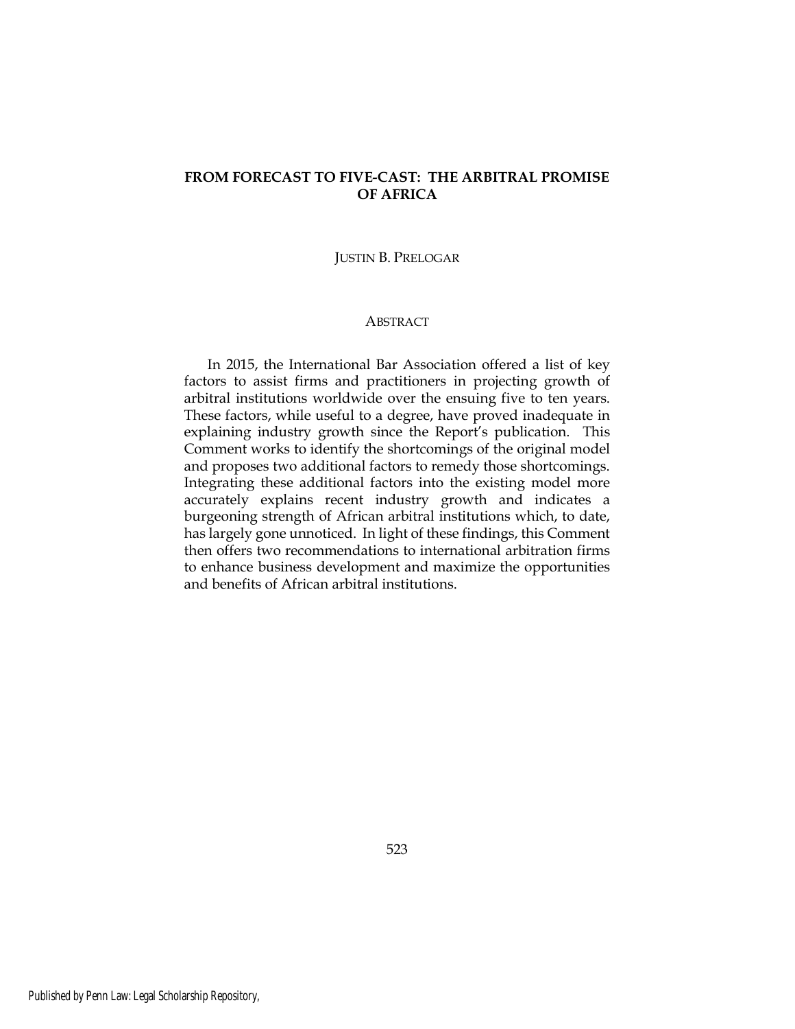# FROM FORECAST TO FIVE-CAST: THE ARBITRAL PROMISE OF AFRICA

JUSTIN B. PRELOGAR

## ABSTRACT

In 2015, the International Bar Association offered a list of key factors to assist firms and practitioners in projecting growth of arbitral institutions worldwide over the ensuing five to ten years. These factors, while useful to a degree, have proved inadequate in explaining industry growth since the Report's publication. This Comment works to identify the shortcomings of the original model and proposes two additional factors to remedy those shortcomings. Integrating these additional factors into the existing model more accurately explains recent industry growth and indicates a burgeoning strength of African arbitral institutions which, to date, has largely gone unnoticed. In light of these findings, this Comment then offers two recommendations to international arbitration firms to enhance business development and maximize the opportunities and benefits of African arbitral institutions.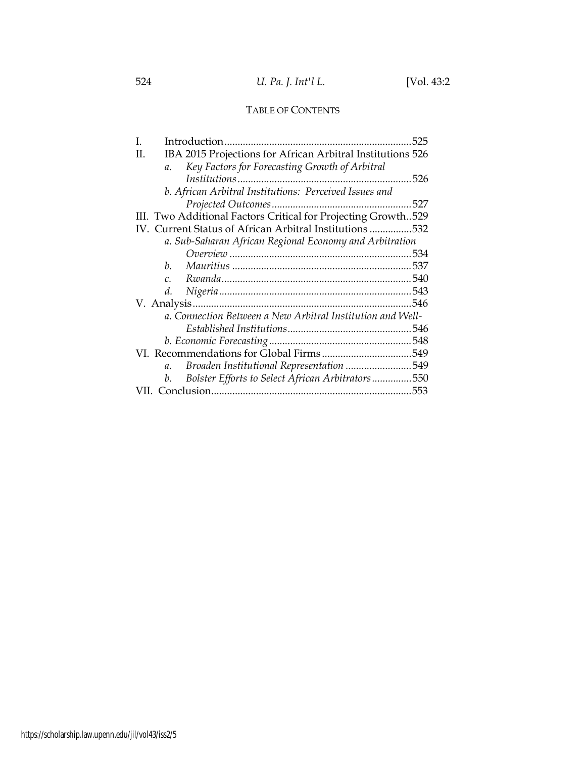## TABLE OF CONTENTS

I. Introduction ....................................................................525

II. IBA 2015 Projections for African Arbitral Institutions 526

  *a. Key Factors for Forecasting Growth of Arbitral Institutions* ..................................................................526

  *b. African Arbitral Institutions: Perceived Issues and Projected Outcomes* .....................................................527

III. Two Additional Factors Critical for Projecting Growth..529

IV. Current Status of African Arbitral Institutions ................532

  *a. Sub-Saharan African Regional Economy and Arbitration Overview* .....................................................................534

  *b. Mauritius* ....................................................................537

  *c. Rwanda* ........................................................................540

  *d. Nigeria* .........................................................................543

V. Analysis..................................................................................546

  *a. Connection Between a New Arbitral Institution and Well-Established Institutions* ...............................................546

  *b. Economic Forecasting* ......................................................548

VI. Recommendations for Global Firms ..................................549

  *a. Broaden Institutional Representation* .........................549

  *b. Bolster Efforts to Select African Arbitrators* ...............550

VII. Conclusion...........................................................................553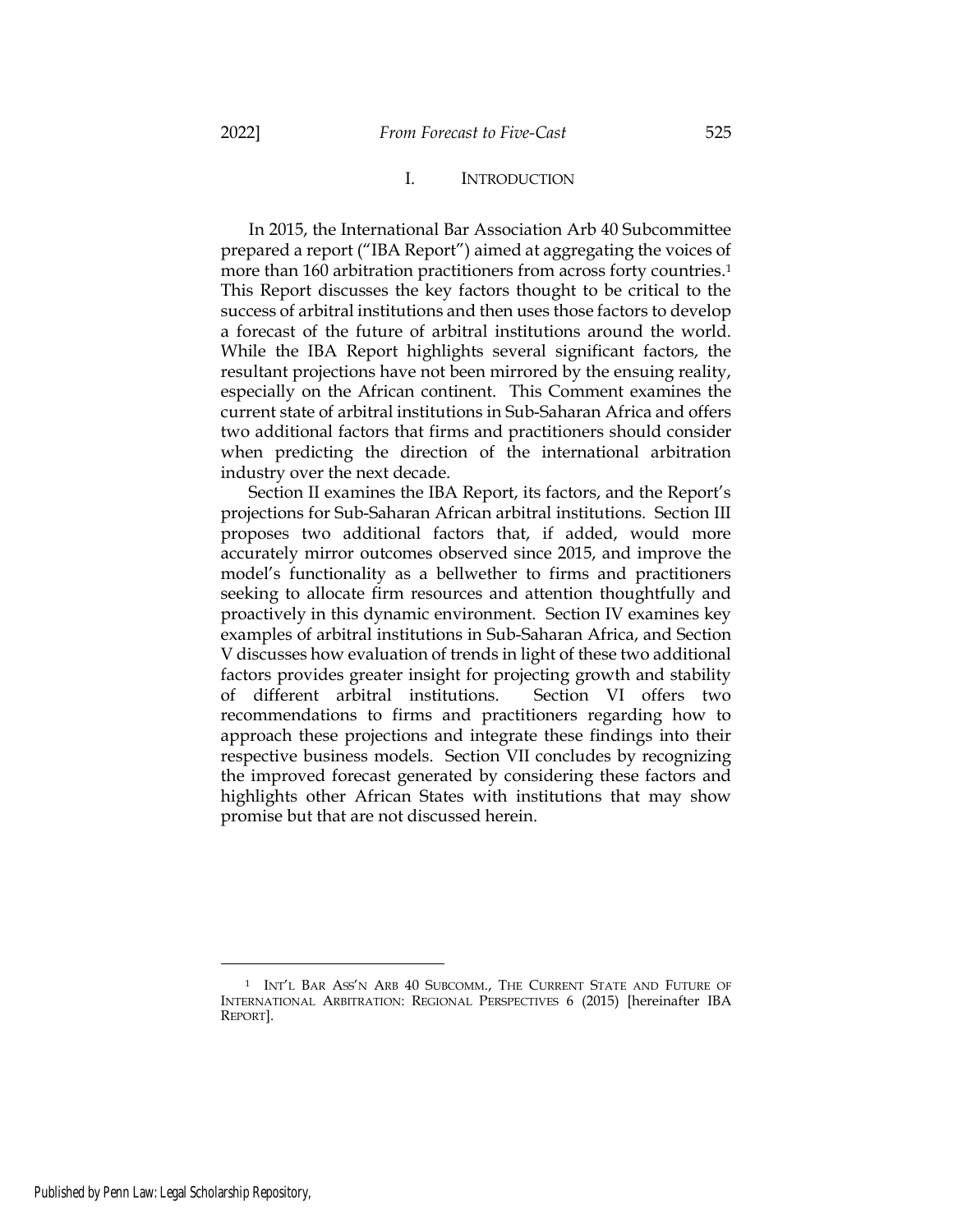# I. INTRODUCTION

In 2015, the International Bar Association Arb 40 Subcommittee prepared a report ("IBA Report") aimed at aggregating the voices of more than 160 arbitration practitioners from across forty countries.[1] This Report discusses the key factors thought to be critical to the success of arbitral institutions and then uses those factors to develop a forecast of the future of arbitral institutions around the world. While the IBA Report highlights several significant factors, the resultant projections have not been mirrored by the ensuing reality, especially on the African continent. This Comment examines the current state of arbitral institutions in Sub-Saharan Africa and offers two additional factors that firms and practitioners should consider when predicting the direction of the international arbitration industry over the next decade.

Section II examines the IBA Report, its factors, and the Report's projections for Sub-Saharan African arbitral institutions. Section III proposes two additional factors that, if added, would more accurately mirror outcomes observed since 2015, and improve the model's functionality as a bellwether to firms and practitioners seeking to allocate firm resources and attention thoughtfully and proactively in this dynamic environment. Section IV examines key examples of arbitral institutions in Sub-Saharan Africa, and Section V discusses how evaluation of trends in light of these two additional factors provides greater insight for projecting growth and stability of different arbitral institutions. Section VI offers two recommendations to firms and practitioners regarding how to approach these projections and integrate these findings into their respective business models. Section VII concludes by recognizing the improved forecast generated by considering these factors and highlights other African States with institutions that may show promise but that are not discussed herein.

---

[1] INT'L BAR ASS'N ARB 40 SUBCOMM., THE CURRENT STATE AND FUTURE OF INTERNATIONAL ARBITRATION: REGIONAL PERSPECTIVES 6 (2015) [hereinafter IBA REPORT].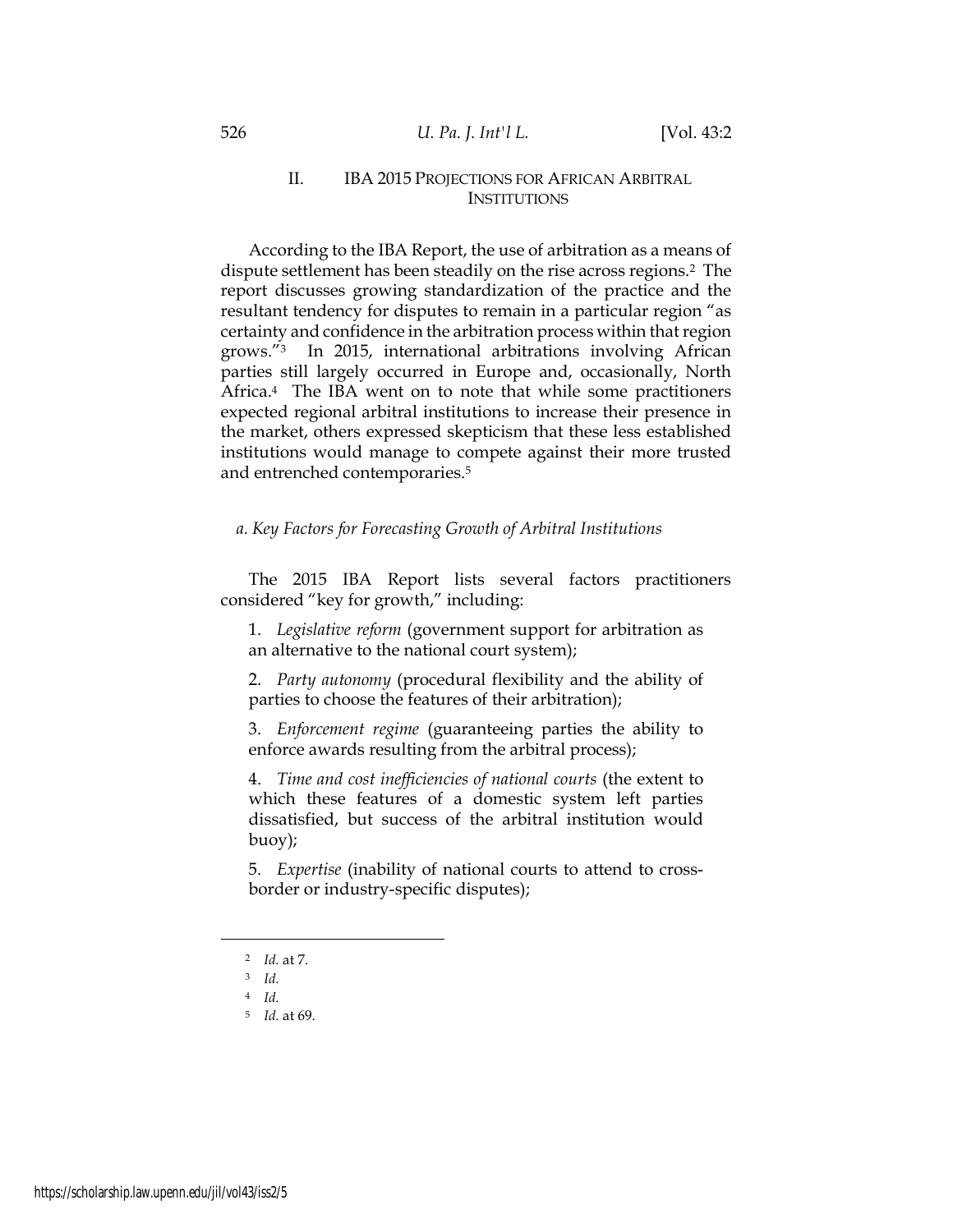## II. IBA 2015 PROJECTIONS FOR AFRICAN ARBITRAL INSTITUTIONS

According to the IBA Report, the use of arbitration as a means of dispute settlement has been steadily on the rise across regions.[2] The report discusses growing standardization of the practice and the resultant tendency for disputes to remain in a particular region "as certainty and confidence in the arbitration process within that region grows."[3] In 2015, international arbitrations involving African parties still largely occurred in Europe and, occasionally, North Africa.[4] The IBA went on to note that while some practitioners expected regional arbitral institutions to increase their presence in the market, others expressed skepticism that these less established institutions would manage to compete against their more trusted and entrenched contemporaries.[5]

### *a. Key Factors for Forecasting Growth of Arbitral Institutions*

The 2015 IBA Report lists several factors practitioners considered "key for growth," including:

1. *Legislative reform* (government support for arbitration as an alternative to the national court system);

2. *Party autonomy* (procedural flexibility and the ability of parties to choose the features of their arbitration);

3. *Enforcement regime* (guaranteeing parties the ability to enforce awards resulting from the arbitral process);

4. *Time and cost inefficiencies of national courts* (the extent to which these features of a domestic system left parties dissatisfied, but success of the arbitral institution would buoy);

5. *Expertise* (inability of national courts to attend to cross-border or industry-specific disputes);

---

[2] *Id.* at 7.

[3] *Id.*

[4] *Id.*

[5] *Id.* at 69.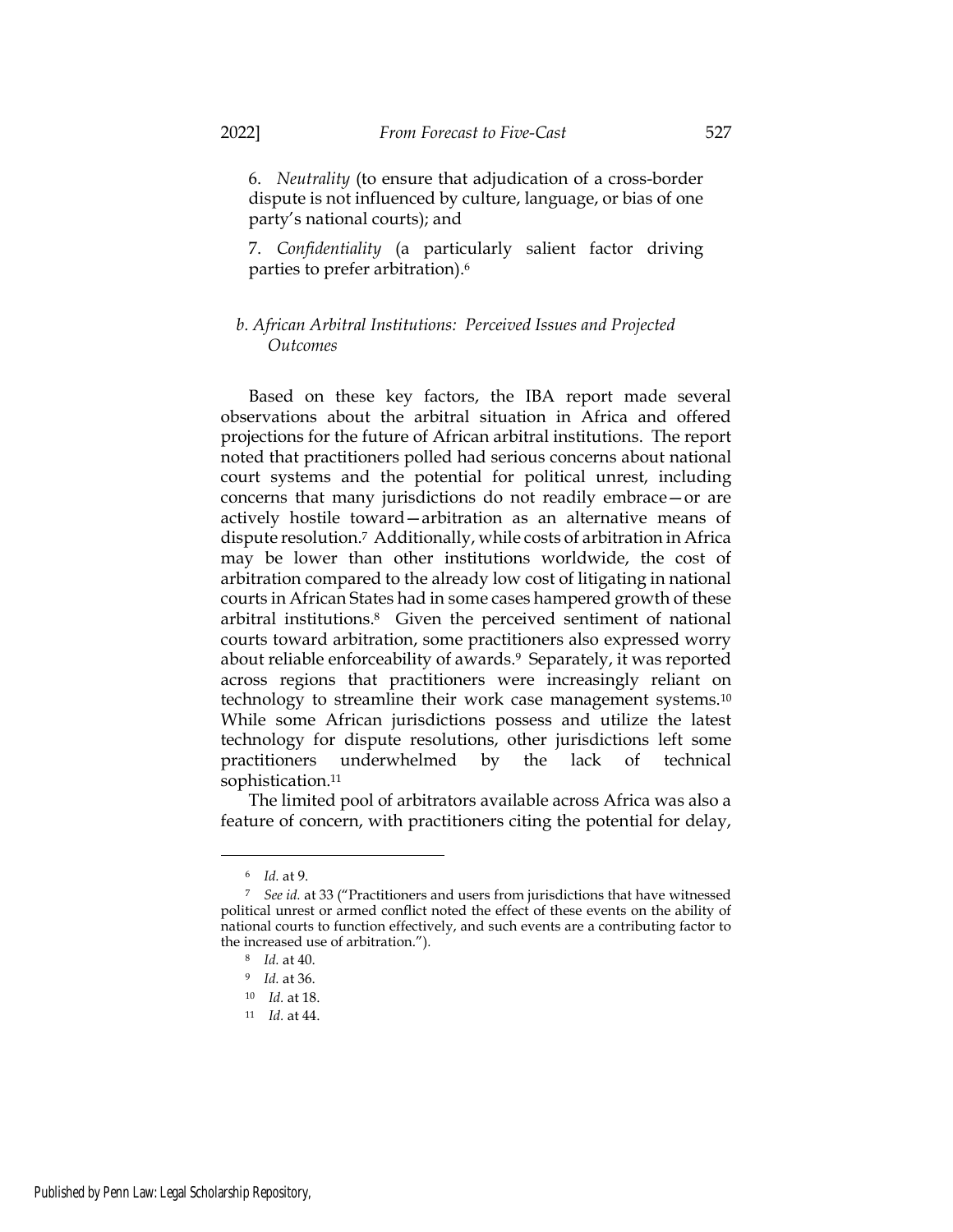6. *Neutrality* (to ensure that adjudication of a cross-border dispute is not influenced by culture, language, or bias of one party's national courts); and

7. *Confidentiality* (a particularly salient factor driving parties to prefer arbitration).[6]

### *b. African Arbitral Institutions: Perceived Issues and Projected Outcomes*

Based on these key factors, the IBA report made several observations about the arbitral situation in Africa and offered projections for the future of African arbitral institutions. The report noted that practitioners polled had serious concerns about national court systems and the potential for political unrest, including concerns that many jurisdictions do not readily embrace—or are actively hostile toward—arbitration as an alternative means of dispute resolution.[7] Additionally, while costs of arbitration in Africa may be lower than other institutions worldwide, the cost of arbitration compared to the already low cost of litigating in national courts in African States had in some cases hampered growth of these arbitral institutions.[8] Given the perceived sentiment of national courts toward arbitration, some practitioners also expressed worry about reliable enforceability of awards.[9] Separately, it was reported across regions that practitioners were increasingly reliant on technology to streamline their work case management systems.[10] While some African jurisdictions possess and utilize the latest technology for dispute resolutions, other jurisdictions left some practitioners underwhelmed by the lack of technical sophistication.[11]

The limited pool of arbitrators available across Africa was also a feature of concern, with practitioners citing the potential for delay,

---

[6] *Id.* at 9.

[7] *See id.* at 33 ("Practitioners and users from jurisdictions that have witnessed political unrest or armed conflict noted the effect of these events on the ability of national courts to function effectively, and such events are a contributing factor to the increased use of arbitration.").

[8] *Id.* at 40.

[9] *Id.* at 36.

[10] *Id.* at 18.

[11] *Id.* at 44.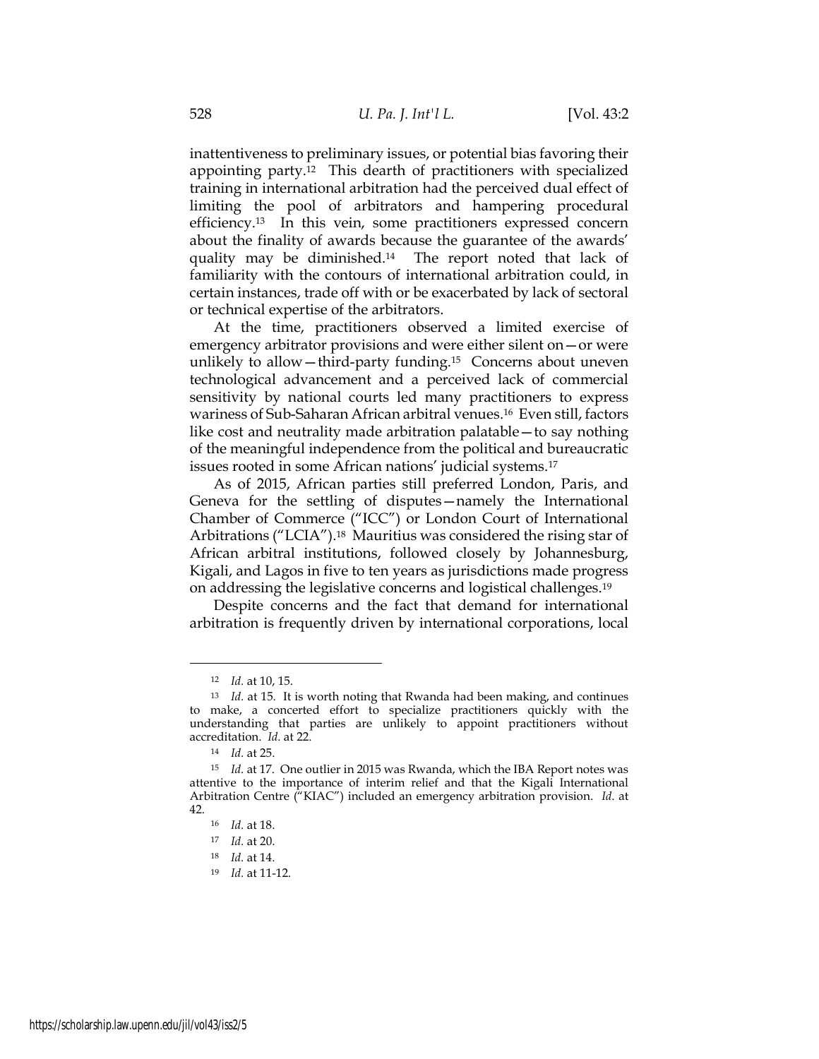inattentiveness to preliminary issues, or potential bias favoring their appointing party.[12] This dearth of practitioners with specialized training in international arbitration had the perceived dual effect of limiting the pool of arbitrators and hampering procedural efficiency.[13] In this vein, some practitioners expressed concern about the finality of awards because the guarantee of the awards' quality may be diminished.[14] The report noted that lack of familiarity with the contours of international arbitration could, in certain instances, trade off with or be exacerbated by lack of sectoral or technical expertise of the arbitrators.

At the time, practitioners observed a limited exercise of emergency arbitrator provisions and were either silent on—or were unlikely to allow—third-party funding.[15] Concerns about uneven technological advancement and a perceived lack of commercial sensitivity by national courts led many practitioners to express wariness of Sub-Saharan African arbitral venues.[16] Even still, factors like cost and neutrality made arbitration palatable—to say nothing of the meaningful independence from the political and bureaucratic issues rooted in some African nations' judicial systems.[17]

As of 2015, African parties still preferred London, Paris, and Geneva for the settling of disputes—namely the International Chamber of Commerce ("ICC") or London Court of International Arbitrations ("LCIA").[18] Mauritius was considered the rising star of African arbitral institutions, followed closely by Johannesburg, Kigali, and Lagos in five to ten years as jurisdictions made progress on addressing the legislative concerns and logistical challenges.[19]

Despite concerns and the fact that demand for international arbitration is frequently driven by international corporations, local

---

[12] *Id.* at 10, 15.

[13] *Id.* at 15. It is worth noting that Rwanda had been making, and continues to make, a concerted effort to specialize practitioners quickly with the understanding that parties are unlikely to appoint practitioners without accreditation. *Id.* at 22.

[14] *Id.* at 25.

[15] *Id.* at 17. One outlier in 2015 was Rwanda, which the IBA Report notes was attentive to the importance of interim relief and that the Kigali International Arbitration Centre ("KIAC") included an emergency arbitration provision. *Id.* at 42.

[16] *Id.* at 18.

[17] *Id.* at 20.

[18] *Id.* at 14.

[19] *Id.* at 11-12.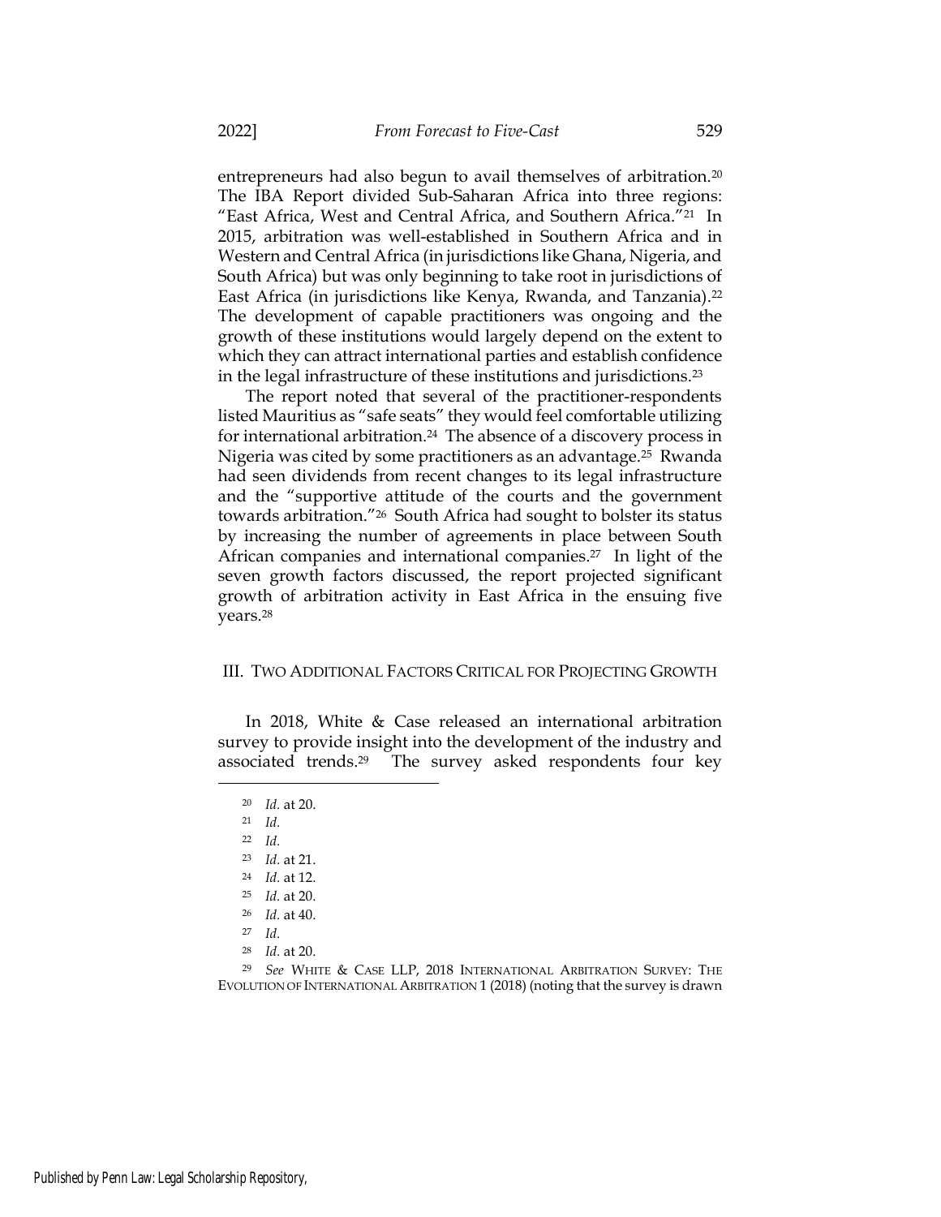entrepreneurs had also begun to avail themselves of arbitration.[20] The IBA Report divided Sub-Saharan Africa into three regions: "East Africa, West and Central Africa, and Southern Africa."[21] In 2015, arbitration was well-established in Southern Africa and in Western and Central Africa (in jurisdictions like Ghana, Nigeria, and South Africa) but was only beginning to take root in jurisdictions of East Africa (in jurisdictions like Kenya, Rwanda, and Tanzania).[22] The development of capable practitioners was ongoing and the growth of these institutions would largely depend on the extent to which they can attract international parties and establish confidence in the legal infrastructure of these institutions and jurisdictions.[23]

The report noted that several of the practitioner-respondents listed Mauritius as "safe seats" they would feel comfortable utilizing for international arbitration.[24] The absence of a discovery process in Nigeria was cited by some practitioners as an advantage.[25] Rwanda had seen dividends from recent changes to its legal infrastructure and the "supportive attitude of the courts and the government towards arbitration."[26] South Africa had sought to bolster its status by increasing the number of agreements in place between South African companies and international companies.[27] In light of the seven growth factors discussed, the report projected significant growth of arbitration activity in East Africa in the ensuing five years.[28]

## III. Two Additional Factors Critical for Projecting Growth

In 2018, White & Case released an international arbitration survey to provide insight into the development of the industry and associated trends.[29] The survey asked respondents four key

---

[20] *Id.* at 20.

[21] *Id.*

[22] *Id.*

[23] *Id.* at 21.

[24] *Id.* at 12.

[25] *Id.* at 20.

[26] *Id.* at 40.

[27] *Id.*

[28] *Id.* at 20.

[29] *See* WHITE & CASE LLP, 2018 INTERNATIONAL ARBITRATION SURVEY: THE EVOLUTION OF INTERNATIONAL ARBITRATION 1 (2018) (noting that the survey is drawn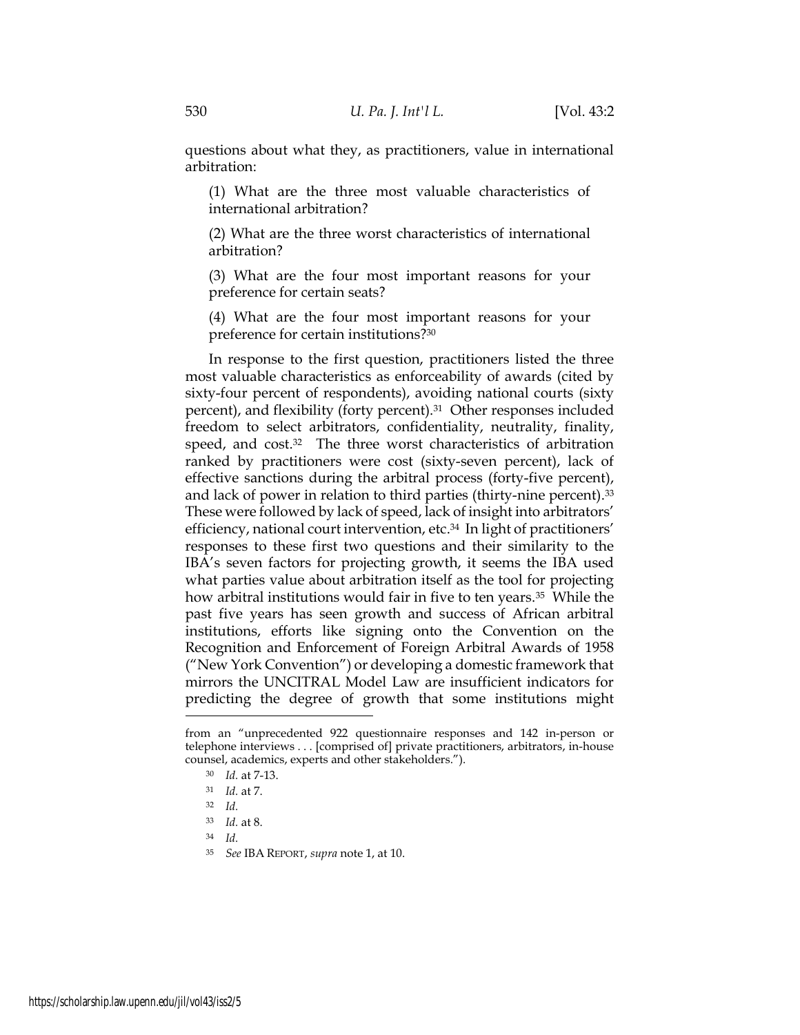questions about what they, as practitioners, value in international arbitration:

> (1) What are the three most valuable characteristics of international arbitration?
>
> (2) What are the three worst characteristics of international arbitration?
>
> (3) What are the four most important reasons for your preference for certain seats?
>
> (4) What are the four most important reasons for your preference for certain institutions?[30]

In response to the first question, practitioners listed the three most valuable characteristics as enforceability of awards (cited by sixty-four percent of respondents), avoiding national courts (sixty percent), and flexibility (forty percent).[31] Other responses included freedom to select arbitrators, confidentiality, neutrality, finality, speed, and cost.[32] The three worst characteristics of arbitration ranked by practitioners were cost (sixty-seven percent), lack of effective sanctions during the arbitral process (forty-five percent), and lack of power in relation to third parties (thirty-nine percent).[33] These were followed by lack of speed, lack of insight into arbitrators' efficiency, national court intervention, etc.[34] In light of practitioners' responses to these first two questions and their similarity to the IBA's seven factors for projecting growth, it seems the IBA used what parties value about arbitration itself as the tool for projecting how arbitral institutions would fair in five to ten years.[35] While the past five years has seen growth and success of African arbitral institutions, efforts like signing onto the Convention on the Recognition and Enforcement of Foreign Arbitral Awards of 1958 ("New York Convention") or developing a domestic framework that mirrors the UNCITRAL Model Law are insufficient indicators for predicting the degree of growth that some institutions might

---

from an "unprecedented 922 questionnaire responses and 142 in-person or telephone interviews . . . [comprised of] private practitioners, arbitrators, in-house counsel, academics, experts and other stakeholders.").

[30] *Id.* at 7-13.

[31] *Id.* at 7.

[32] *Id.*

[33] *Id.* at 8.

[34] *Id.*

[35] *See* IBA REPORT, *supra* note 1, at 10.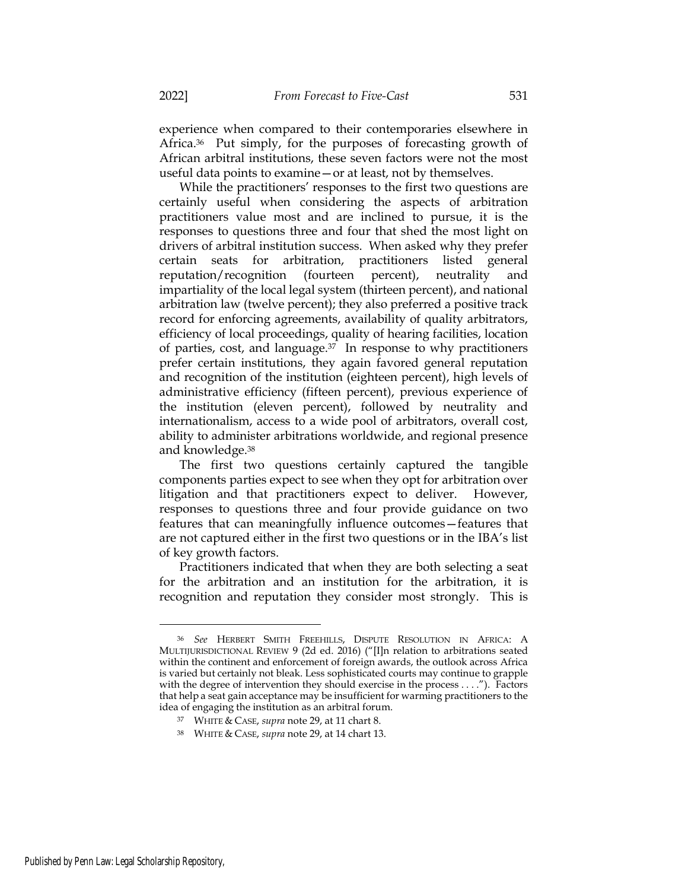experience when compared to their contemporaries elsewhere in Africa.[36] Put simply, for the purposes of forecasting growth of African arbitral institutions, these seven factors were not the most useful data points to examine—or at least, not by themselves.

While the practitioners' responses to the first two questions are certainly useful when considering the aspects of arbitration practitioners value most and are inclined to pursue, it is the responses to questions three and four that shed the most light on drivers of arbitral institution success. When asked why they prefer certain seats for arbitration, practitioners listed general reputation/recognition (fourteen percent), neutrality and impartiality of the local legal system (thirteen percent), and national arbitration law (twelve percent); they also preferred a positive track record for enforcing agreements, availability of quality arbitrators, efficiency of local proceedings, quality of hearing facilities, location of parties, cost, and language.[37] In response to why practitioners prefer certain institutions, they again favored general reputation and recognition of the institution (eighteen percent), high levels of administrative efficiency (fifteen percent), previous experience of the institution (eleven percent), followed by neutrality and internationalism, access to a wide pool of arbitrators, overall cost, ability to administer arbitrations worldwide, and regional presence and knowledge.[38]

The first two questions certainly captured the tangible components parties expect to see when they opt for arbitration over litigation and that practitioners expect to deliver. However, responses to questions three and four provide guidance on two features that can meaningfully influence outcomes—features that are not captured either in the first two questions or in the IBA's list of key growth factors.

Practitioners indicated that when they are both selecting a seat for the arbitration and an institution for the arbitration, it is recognition and reputation they consider most strongly. This is

---

[36] *See* HERBERT SMITH FREEHILLS, DISPUTE RESOLUTION IN AFRICA: A MULTIJURISDICTIONAL REVIEW 9 (2d ed. 2016) ("[I]n relation to arbitrations seated within the continent and enforcement of foreign awards, the outlook across Africa is varied but certainly not bleak. Less sophisticated courts may continue to grapple with the degree of intervention they should exercise in the process . . . ."). Factors that help a seat gain acceptance may be insufficient for warming practitioners to the idea of engaging the institution as an arbitral forum.

[37] WHITE & CASE, *supra* note 29, at 11 chart 8.

[38] WHITE & CASE, *supra* note 29, at 14 chart 13.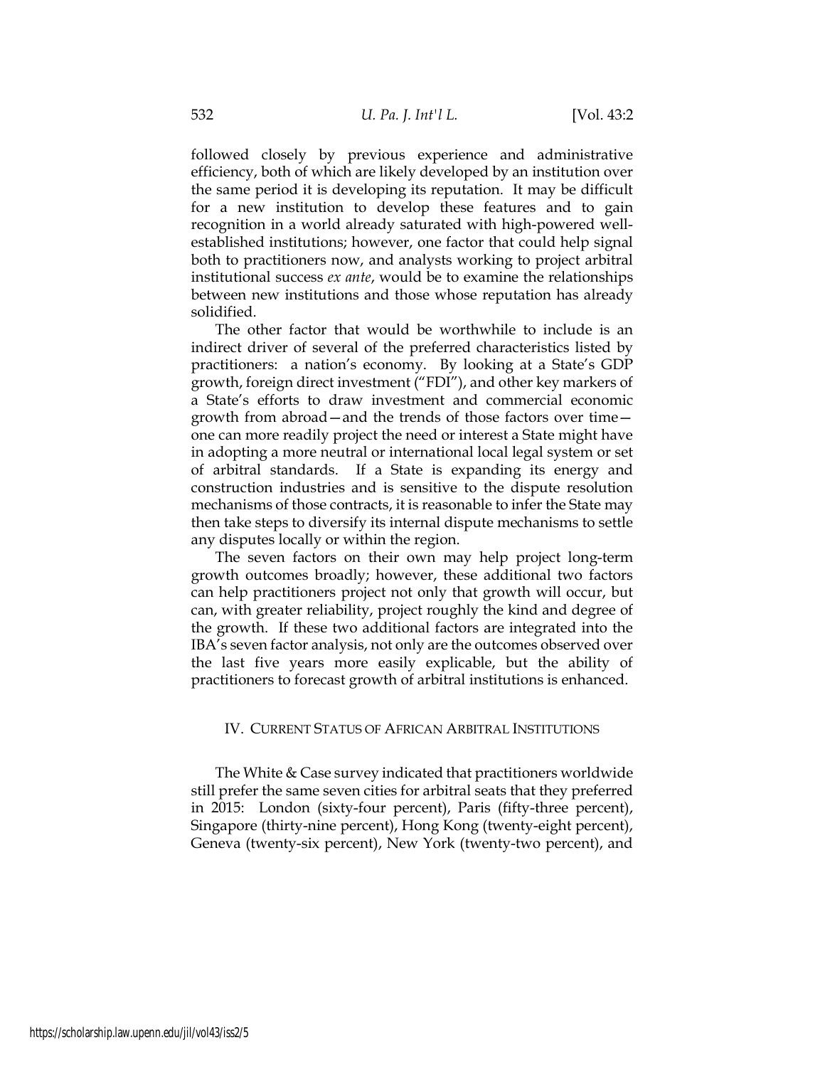followed closely by previous experience and administrative efficiency, both of which are likely developed by an institution over the same period it is developing its reputation. It may be difficult for a new institution to develop these features and to gain recognition in a world already saturated with high-powered well-established institutions; however, one factor that could help signal both to practitioners now, and analysts working to project arbitral institutional success *ex ante*, would be to examine the relationships between new institutions and those whose reputation has already solidified.

The other factor that would be worthwhile to include is an indirect driver of several of the preferred characteristics listed by practitioners: a nation's economy. By looking at a State's GDP growth, foreign direct investment ("FDI"), and other key markers of a State's efforts to draw investment and commercial economic growth from abroad—and the trends of those factors over time—one can more readily project the need or interest a State might have in adopting a more neutral or international local legal system or set of arbitral standards. If a State is expanding its energy and construction industries and is sensitive to the dispute resolution mechanisms of those contracts, it is reasonable to infer the State may then take steps to diversify its internal dispute mechanisms to settle any disputes locally or within the region.

The seven factors on their own may help project long-term growth outcomes broadly; however, these additional two factors can help practitioners project not only that growth will occur, but can, with greater reliability, project roughly the kind and degree of the growth. If these two additional factors are integrated into the IBA's seven factor analysis, not only are the outcomes observed over the last five years more easily explicable, but the ability of practitioners to forecast growth of arbitral institutions is enhanced.

## IV. CURRENT STATUS OF AFRICAN ARBITRAL INSTITUTIONS

The White & Case survey indicated that practitioners worldwide still prefer the same seven cities for arbitral seats that they preferred in 2015: London (sixty-four percent), Paris (fifty-three percent), Singapore (thirty-nine percent), Hong Kong (twenty-eight percent), Geneva (twenty-six percent), New York (twenty-two percent), and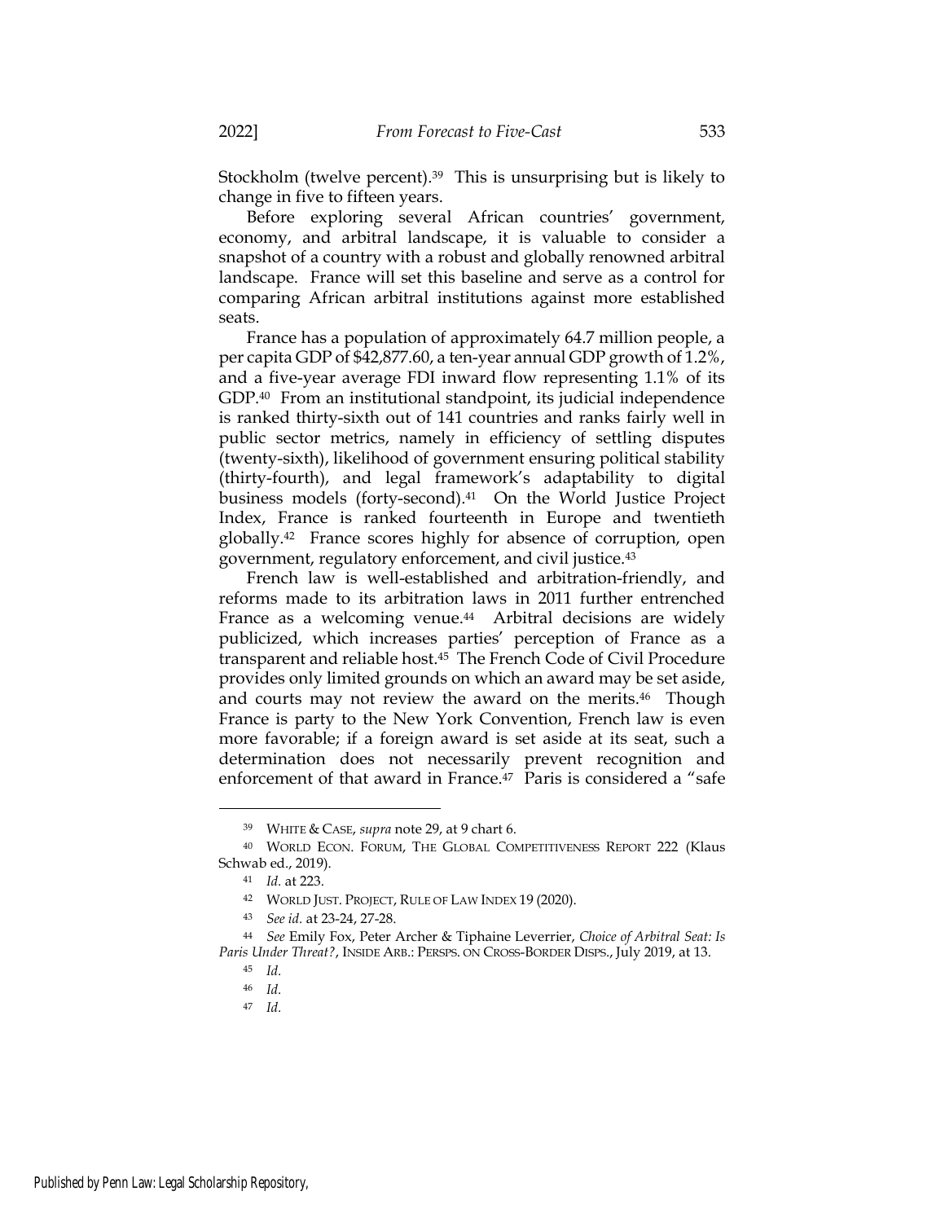Stockholm (twelve percent).[39] This is unsurprising but is likely to change in five to fifteen years.

Before exploring several African countries' government, economy, and arbitral landscape, it is valuable to consider a snapshot of a country with a robust and globally renowned arbitral landscape. France will set this baseline and serve as a control for comparing African arbitral institutions against more established seats.

France has a population of approximately 64.7 million people, a per capita GDP of $42,877.60, a ten-year annual GDP growth of 1.2%, and a five-year average FDI inward flow representing 1.1% of its GDP.[40] From an institutional standpoint, its judicial independence is ranked thirty-sixth out of 141 countries and ranks fairly well in public sector metrics, namely in efficiency of settling disputes (twenty-sixth), likelihood of government ensuring political stability (thirty-fourth), and legal framework's adaptability to digital business models (forty-second).[41] On the World Justice Project Index, France is ranked fourteenth in Europe and twentieth globally.[42] France scores highly for absence of corruption, open government, regulatory enforcement, and civil justice.[43]

French law is well-established and arbitration-friendly, and reforms made to its arbitration laws in 2011 further entrenched France as a welcoming venue.[44] Arbitral decisions are widely publicized, which increases parties' perception of France as a transparent and reliable host.[45] The French Code of Civil Procedure provides only limited grounds on which an award may be set aside, and courts may not review the award on the merits.[46] Though France is party to the New York Convention, French law is even more favorable; if a foreign award is set aside at its seat, such a determination does not necessarily prevent recognition and enforcement of that award in France.[47] Paris is considered a "safe

---

[39] WHITE & CASE, *supra* note 29, at 9 chart 6.

[40] WORLD ECON. FORUM, THE GLOBAL COMPETITIVENESS REPORT 222 (Klaus Schwab ed., 2019).

[41] *Id.* at 223.

[42] WORLD JUST. PROJECT, RULE OF LAW INDEX 19 (2020).

[43] *See id.* at 23-24, 27-28.

[44] *See* Emily Fox, Peter Archer & Tiphaine Leverrier, *Choice of Arbitral Seat: Is Paris Under Threat?*, INSIDE ARB.: PERSPS. ON CROSS-BORDER DISPS., July 2019, at 13.

[45] *Id.*

[46] *Id.*

[47] *Id.*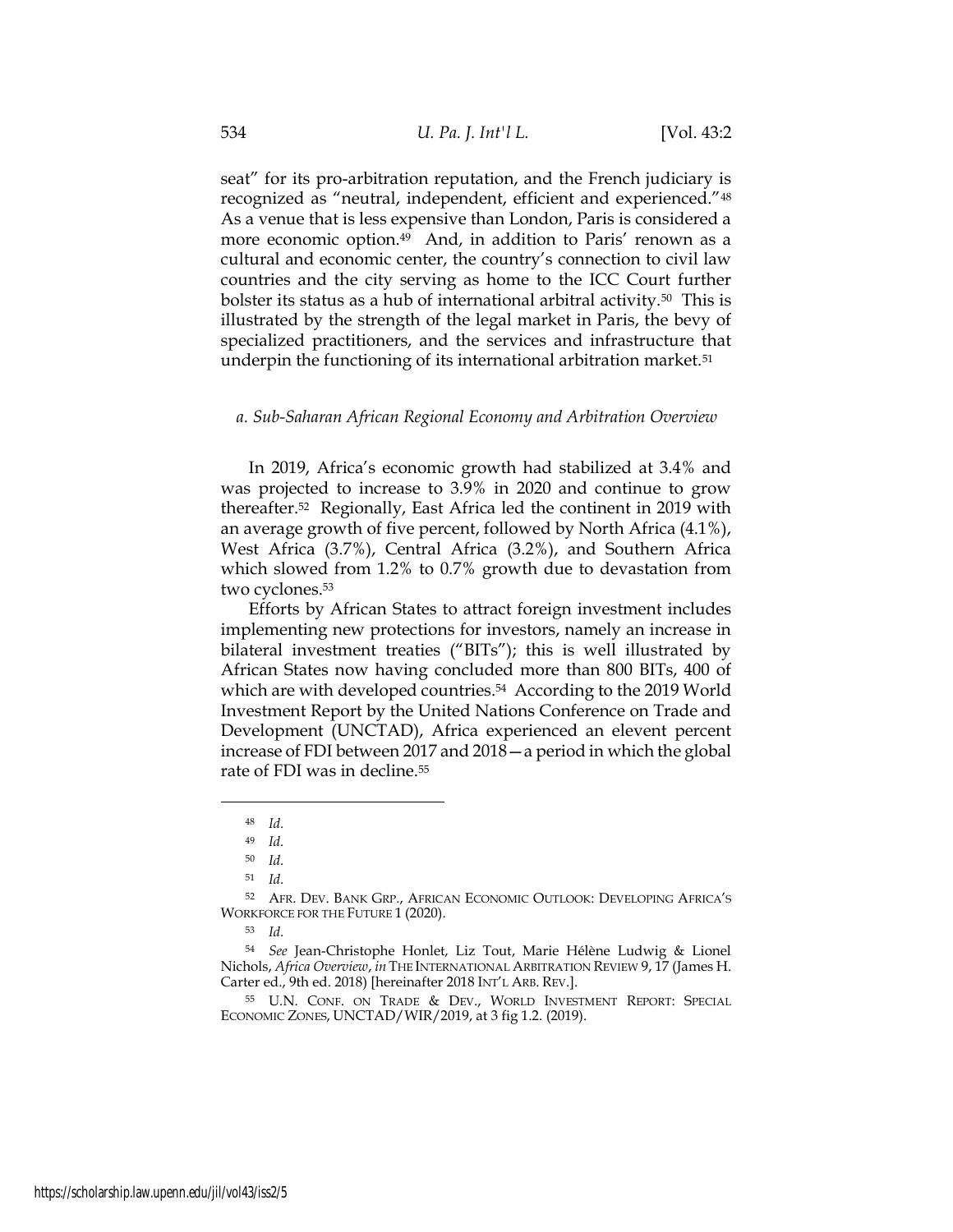seat" for its pro-arbitration reputation, and the French judiciary is recognized as "neutral, independent, efficient and experienced."[48] As a venue that is less expensive than London, Paris is considered a more economic option.[49] And, in addition to Paris' renown as a cultural and economic center, the country's connection to civil law countries and the city serving as home to the ICC Court further bolster its status as a hub of international arbitral activity.[50] This is illustrated by the strength of the legal market in Paris, the bevy of specialized practitioners, and the services and infrastructure that underpin the functioning of its international arbitration market.[51]

*a. Sub-Saharan African Regional Economy and Arbitration Overview*

In 2019, Africa's economic growth had stabilized at 3.4% and was projected to increase to 3.9% in 2020 and continue to grow thereafter.[52] Regionally, East Africa led the continent in 2019 with an average growth of five percent, followed by North Africa (4.1%), West Africa (3.7%), Central Africa (3.2%), and Southern Africa which slowed from 1.2% to 0.7% growth due to devastation from two cyclones.[53]

Efforts by African States to attract foreign investment includes implementing new protections for investors, namely an increase in bilateral investment treaties ("BITs"); this is well illustrated by African States now having concluded more than 800 BITs, 400 of which are with developed countries.[54] According to the 2019 World Investment Report by the United Nations Conference on Trade and Development (UNCTAD), Africa experienced an elevent percent increase of FDI between 2017 and 2018—a period in which the global rate of FDI was in decline.[55]

---

[48] *Id.*

[49] *Id.*

[50] *Id.*

[51] *Id.*

[52] AFR. DEV. BANK GRP., AFRICAN ECONOMIC OUTLOOK: DEVELOPING AFRICA'S WORKFORCE FOR THE FUTURE 1 (2020).

[53] *Id.*

[54] *See* Jean-Christophe Honlet, Liz Tout, Marie Hélène Ludwig & Lionel Nichols, *Africa Overview*, *in* THE INTERNATIONAL ARBITRATION REVIEW 9, 17 (James H. Carter ed., 9th ed. 2018) [hereinafter 2018 INT'L ARB. REV.].

[55] U.N. CONF. ON TRADE & DEV., WORLD INVESTMENT REPORT: SPECIAL ECONOMIC ZONES, UNCTAD/WIR/2019, at 3 fig 1.2. (2019).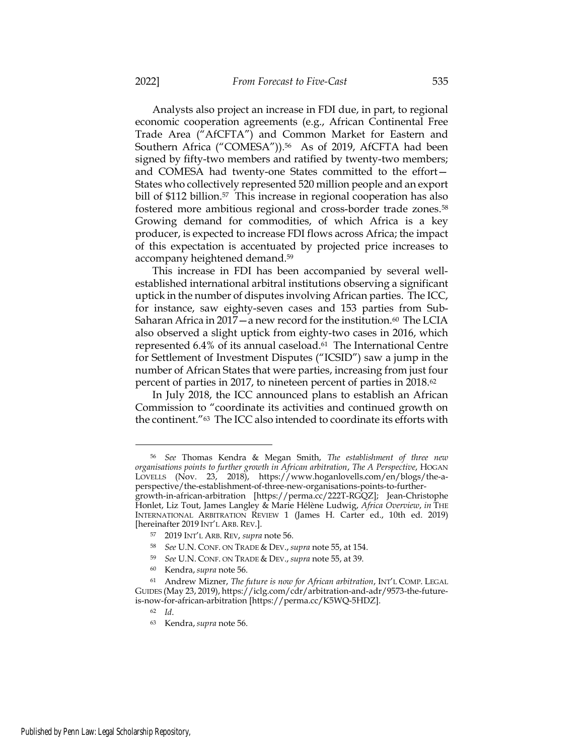Analysts also project an increase in FDI due, in part, to regional economic cooperation agreements (e.g., African Continental Free Trade Area ("AfCFTA") and Common Market for Eastern and Southern Africa ("COMESA")).[56] As of 2019, AfCFTA had been signed by fifty-two members and ratified by twenty-two members; and COMESA had twenty-one States committed to the effort—States who collectively represented 520 million people and an export bill of $112 billion.[57] This increase in regional cooperation has also fostered more ambitious regional and cross-border trade zones.[58] Growing demand for commodities, of which Africa is a key producer, is expected to increase FDI flows across Africa; the impact of this expectation is accentuated by projected price increases to accompany heightened demand.[59]

This increase in FDI has been accompanied by several well-established international arbitral institutions observing a significant uptick in the number of disputes involving African parties. The ICC, for instance, saw eighty-seven cases and 153 parties from Sub-Saharan Africa in 2017—a new record for the institution.[60] The LCIA also observed a slight uptick from eighty-two cases in 2016, which represented 6.4% of its annual caseload.[61] The International Centre for Settlement of Investment Disputes ("ICSID") saw a jump in the number of African States that were parties, increasing from just four percent of parties in 2017, to nineteen percent of parties in 2018.[62]

In July 2018, the ICC announced plans to establish an African Commission to "coordinate its activities and continued growth on the continent."[63] The ICC also intended to coordinate its efforts with

---

[56] *See* Thomas Kendra & Megan Smith, *The establishment of three new organisations points to further growth in African arbitration*, *The A Perspective*, HOGAN LOVELLS (Nov. 23, 2018), https://www.hoganlovells.com/en/blogs/the-a-perspective/the-establishment-of-three-new-organisations-points-to-further-growth-in-african-arbitration [https://perma.cc/222T-RGQZ]; Jean-Christophe Honlet, Liz Tout, James Langley & Marie Hélène Ludwig, *Africa Overview*, *in* THE INTERNATIONAL ARBITRATION REVIEW 1 (James H. Carter ed., 10th ed. 2019) [hereinafter 2019 INT'L ARB. REV.].

[57] 2019 INT'L ARB. REV, *supra* note 56.

[58] *See* U.N. CONF. ON TRADE & DEV., *supra* note 55, at 154.

[59] *See* U.N. CONF. ON TRADE & DEV., *supra* note 55, at 39.

[60] Kendra, *supra* note 56.

[61] Andrew Mizner, *The future is now for African arbitration*, INT'L COMP. LEGAL GUIDES (May 23, 2019), https://iclg.com/cdr/arbitration-and-adr/9573-the-future-is-now-for-african-arbitration [https://perma.cc/K5WQ-5HDZ].

[62] *Id*.

[63] Kendra, *supra* note 56.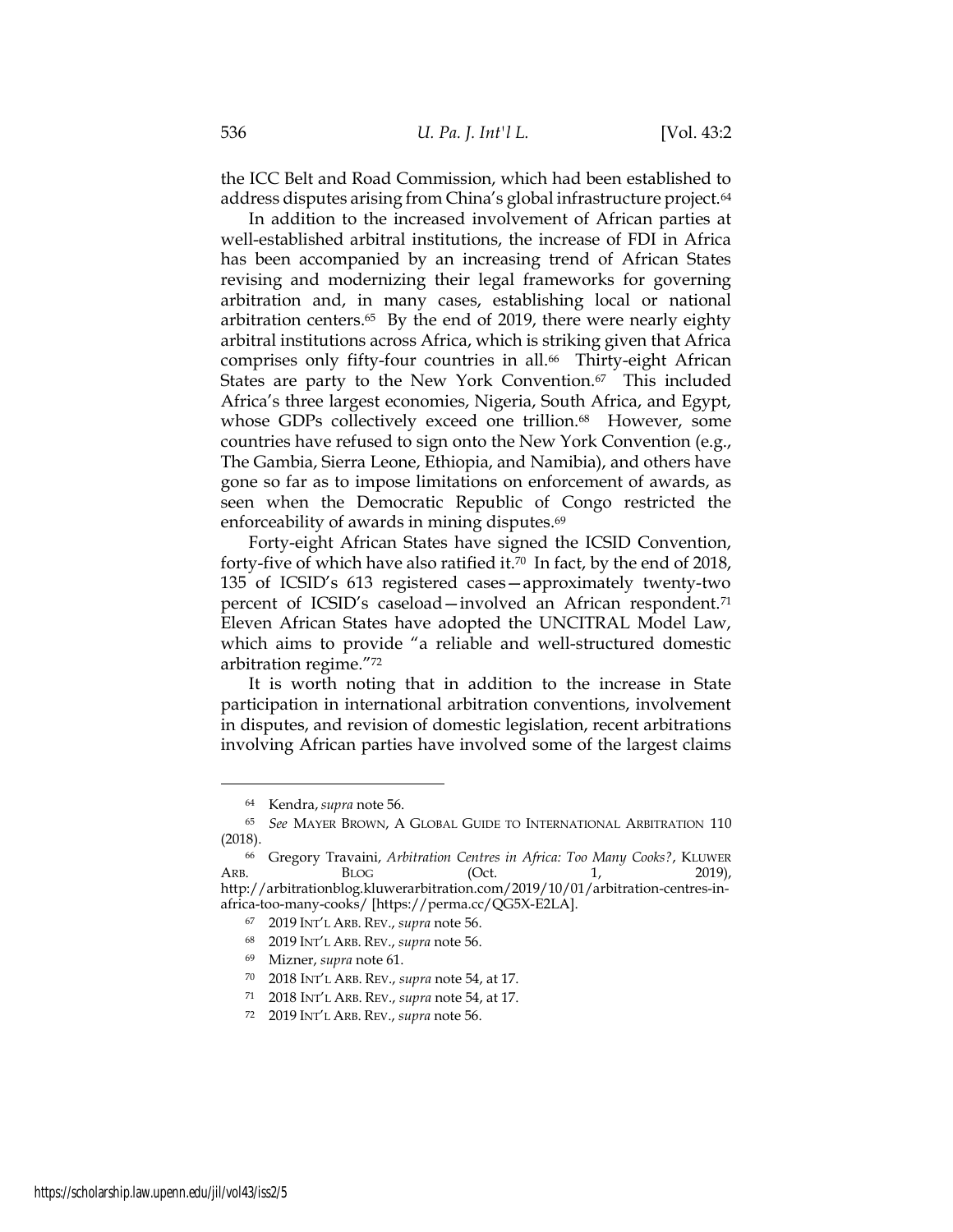the ICC Belt and Road Commission, which had been established to address disputes arising from China's global infrastructure project.[64]

In addition to the increased involvement of African parties at well-established arbitral institutions, the increase of FDI in Africa has been accompanied by an increasing trend of African States revising and modernizing their legal frameworks for governing arbitration and, in many cases, establishing local or national arbitration centers.[65] By the end of 2019, there were nearly eighty arbitral institutions across Africa, which is striking given that Africa comprises only fifty-four countries in all.[66] Thirty-eight African States are party to the New York Convention.[67] This included Africa's three largest economies, Nigeria, South Africa, and Egypt, whose GDPs collectively exceed one trillion.[68] However, some countries have refused to sign onto the New York Convention (e.g., The Gambia, Sierra Leone, Ethiopia, and Namibia), and others have gone so far as to impose limitations on enforcement of awards, as seen when the Democratic Republic of Congo restricted the enforceability of awards in mining disputes.[69]

Forty-eight African States have signed the ICSID Convention, forty-five of which have also ratified it.[70] In fact, by the end of 2018, 135 of ICSID's 613 registered cases—approximately twenty-two percent of ICSID's caseload—involved an African respondent.[71] Eleven African States have adopted the UNCITRAL Model Law, which aims to provide "a reliable and well-structured domestic arbitration regime."[72]

It is worth noting that in addition to the increase in State participation in international arbitration conventions, involvement in disputes, and revision of domestic legislation, recent arbitrations involving African parties have involved some of the largest claims

---

[64] Kendra, *supra* note 56.

[65] *See* MAYER BROWN, A GLOBAL GUIDE TO INTERNATIONAL ARBITRATION 110 (2018).

[66] Gregory Travaini, *Arbitration Centres in Africa: Too Many Cooks?*, KLUWER ARB. BLOG (Oct. 1, 2019), http://arbitrationblog.kluwerarbitration.com/2019/10/01/arbitration-centres-in-africa-too-many-cooks/ [https://perma.cc/QG5X-E2LA].

[67] 2019 INT'L ARB. REV., *supra* note 56.

[68] 2019 INT'L ARB. REV., *supra* note 56.

[69] Mizner, *supra* note 61.

[70] 2018 INT'L ARB. REV., *supra* note 54, at 17.

[71] 2018 INT'L ARB. REV., *supra* note 54, at 17.

[72] 2019 INT'L ARB. REV., *supra* note 56.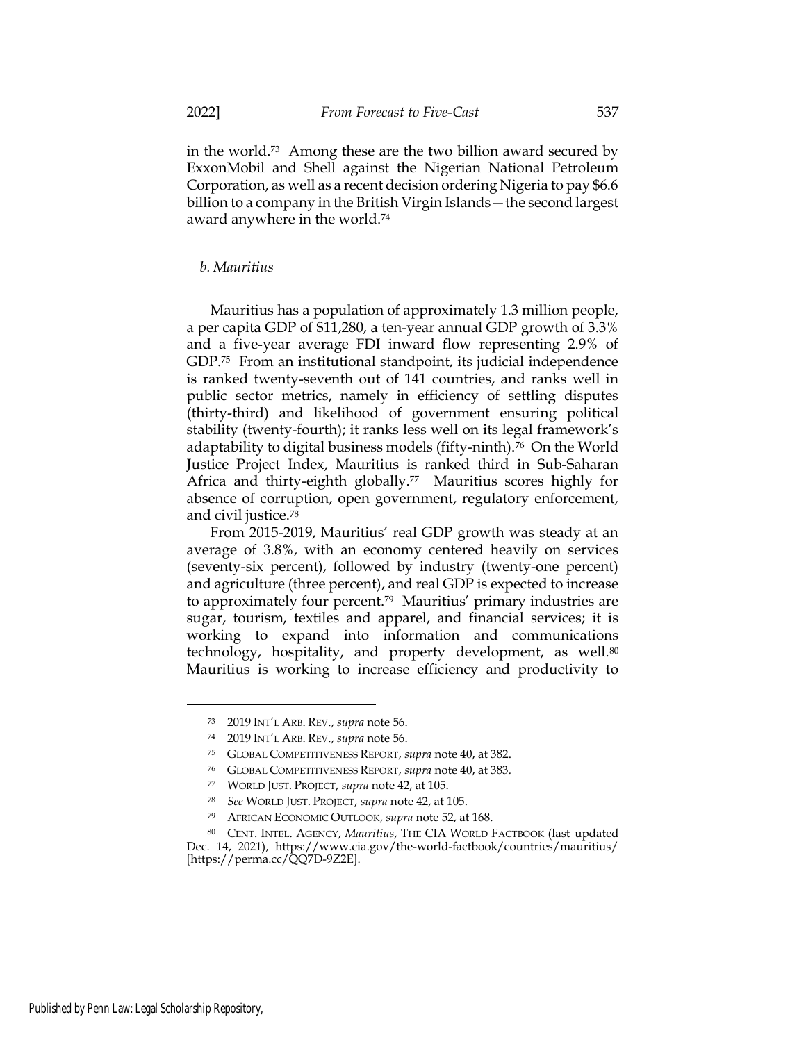in the world.[73] Among these are the two billion award secured by ExxonMobil and Shell against the Nigerian National Petroleum Corporation, as well as a recent decision ordering Nigeria to pay $6.6 billion to a company in the British Virgin Islands—the second largest award anywhere in the world.[74]

*b. Mauritius*

Mauritius has a population of approximately 1.3 million people, a per capita GDP of $11,280, a ten-year annual GDP growth of 3.3% and a five-year average FDI inward flow representing 2.9% of GDP.[75] From an institutional standpoint, its judicial independence is ranked twenty-seventh out of 141 countries, and ranks well in public sector metrics, namely in efficiency of settling disputes (thirty-third) and likelihood of government ensuring political stability (twenty-fourth); it ranks less well on its legal framework's adaptability to digital business models (fifty-ninth).[76] On the World Justice Project Index, Mauritius is ranked third in Sub-Saharan Africa and thirty-eighth globally.[77] Mauritius scores highly for absence of corruption, open government, regulatory enforcement, and civil justice.[78]

From 2015-2019, Mauritius' real GDP growth was steady at an average of 3.8%, with an economy centered heavily on services (seventy-six percent), followed by industry (twenty-one percent) and agriculture (three percent), and real GDP is expected to increase to approximately four percent.[79] Mauritius' primary industries are sugar, tourism, textiles and apparel, and financial services; it is working to expand into information and communications technology, hospitality, and property development, as well.[80] Mauritius is working to increase efficiency and productivity to

---

[73] 2019 INT'L ARB. REV., *supra* note 56.

[74] 2019 INT'L ARB. REV., *supra* note 56.

[75] GLOBAL COMPETITIVENESS REPORT, *supra* note 40, at 382.

[76] GLOBAL COMPETITIVENESS REPORT, *supra* note 40, at 383.

[77] WORLD JUST. PROJECT, *supra* note 42, at 105.

[78] *See* WORLD JUST. PROJECT, *supra* note 42, at 105.

[79] AFRICAN ECONOMIC OUTLOOK, *supra* note 52, at 168.

[80] CENT. INTEL. AGENCY, *Mauritius*, THE CIA WORLD FACTBOOK (last updated Dec. 14, 2021), https://www.cia.gov/the-world-factbook/countries/mauritius/ [https://perma.cc/QQ7D-9Z2E].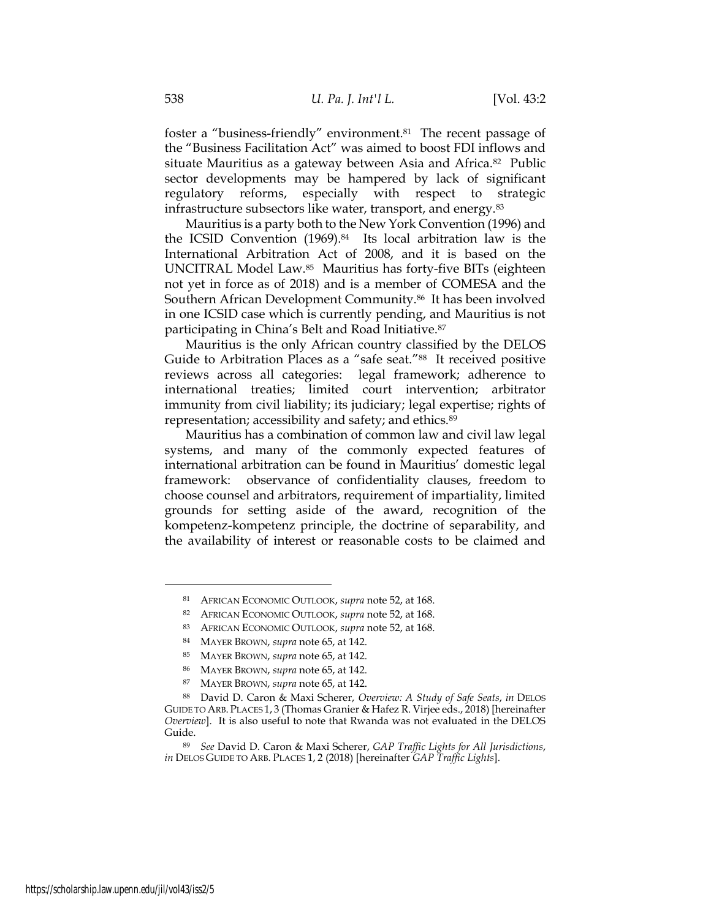foster a "business-friendly" environment.[81] The recent passage of the "Business Facilitation Act" was aimed to boost FDI inflows and situate Mauritius as a gateway between Asia and Africa.[82] Public sector developments may be hampered by lack of significant regulatory reforms, especially with respect to strategic infrastructure subsectors like water, transport, and energy.[83]

Mauritius is a party both to the New York Convention (1996) and the ICSID Convention (1969).[84] Its local arbitration law is the International Arbitration Act of 2008, and it is based on the UNCITRAL Model Law.[85] Mauritius has forty-five BITs (eighteen not yet in force as of 2018) and is a member of COMESA and the Southern African Development Community.[86] It has been involved in one ICSID case which is currently pending, and Mauritius is not participating in China's Belt and Road Initiative.[87]

Mauritius is the only African country classified by the DELOS Guide to Arbitration Places as a "safe seat."[88] It received positive reviews across all categories: legal framework; adherence to international treaties; limited court intervention; arbitrator immunity from civil liability; its judiciary; legal expertise; rights of representation; accessibility and safety; and ethics.[89]

Mauritius has a combination of common law and civil law legal systems, and many of the commonly expected features of international arbitration can be found in Mauritius' domestic legal framework: observance of confidentiality clauses, freedom to choose counsel and arbitrators, requirement of impartiality, limited grounds for setting aside of the award, recognition of the kompetenz-kompetenz principle, the doctrine of separability, and the availability of interest or reasonable costs to be claimed and

---

[81] AFRICAN ECONOMIC OUTLOOK, *supra* note 52, at 168.

[82] AFRICAN ECONOMIC OUTLOOK, *supra* note 52, at 168.

[83] AFRICAN ECONOMIC OUTLOOK, *supra* note 52, at 168.

[84] MAYER BROWN, *supra* note 65, at 142.

[85] MAYER BROWN, *supra* note 65, at 142.

[86] MAYER BROWN, *supra* note 65, at 142.

[87] MAYER BROWN, *supra* note 65, at 142.

[88] David D. Caron & Maxi Scherer, *Overview: A Study of Safe Seats*, *in* DELOS GUIDE TO ARB. PLACES 1, 3 (Thomas Granier & Hafez R. Virjee eds., 2018) [hereinafter *Overview*]. It is also useful to note that Rwanda was not evaluated in the DELOS Guide.

[89] *See* David D. Caron & Maxi Scherer, *GAP Traffic Lights for All Jurisdictions*, *in* DELOS GUIDE TO ARB. PLACES 1, 2 (2018) [hereinafter *GAP Traffic Lights*].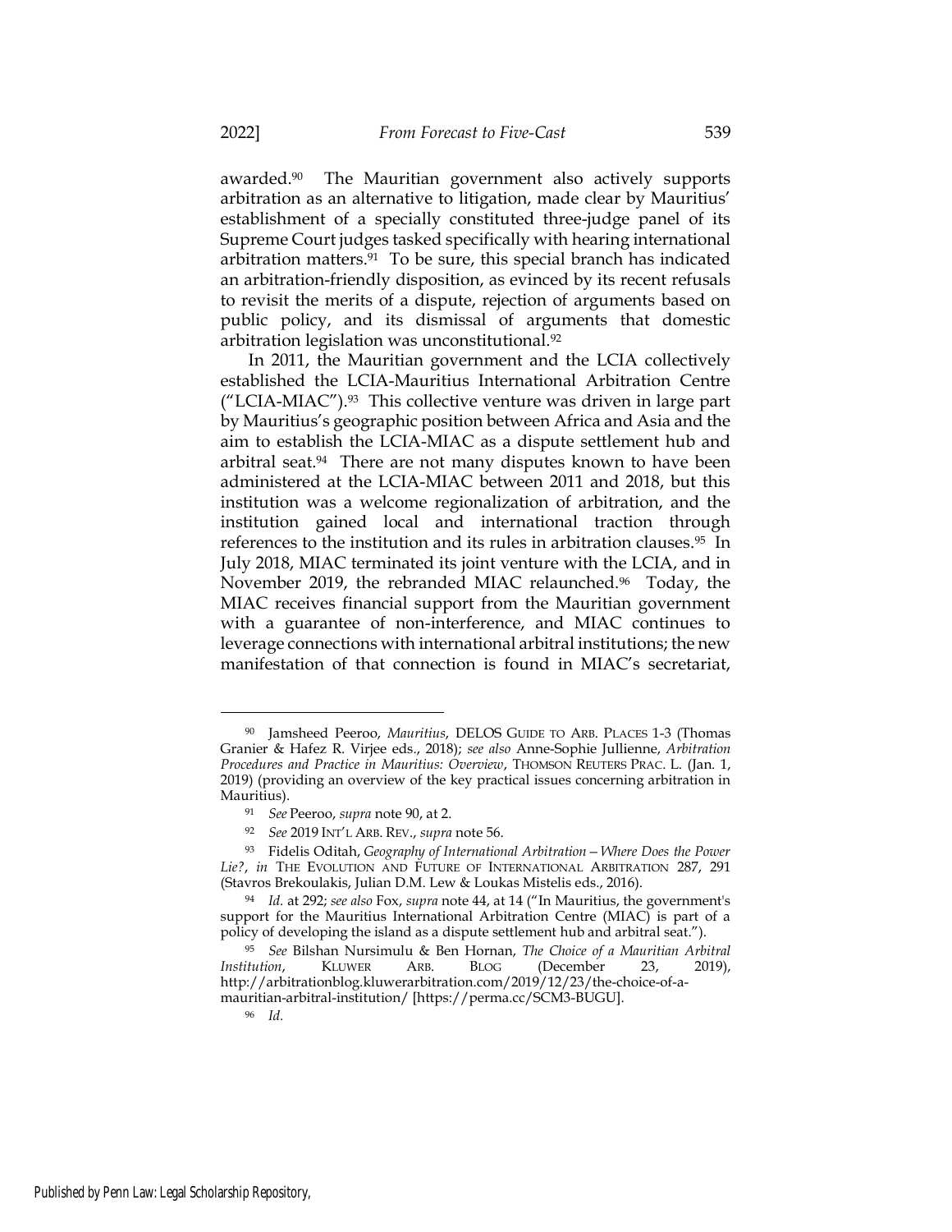awarded.[90] The Mauritian government also actively supports arbitration as an alternative to litigation, made clear by Mauritius' establishment of a specially constituted three-judge panel of its Supreme Court judges tasked specifically with hearing international arbitration matters.[91] To be sure, this special branch has indicated an arbitration-friendly disposition, as evinced by its recent refusals to revisit the merits of a dispute, rejection of arguments based on public policy, and its dismissal of arguments that domestic arbitration legislation was unconstitutional.[92]

In 2011, the Mauritian government and the LCIA collectively established the LCIA-Mauritius International Arbitration Centre ("LCIA-MIAC").[93] This collective venture was driven in large part by Mauritius's geographic position between Africa and Asia and the aim to establish the LCIA-MIAC as a dispute settlement hub and arbitral seat.[94] There are not many disputes known to have been administered at the LCIA-MIAC between 2011 and 2018, but this institution was a welcome regionalization of arbitration, and the institution gained local and international traction through references to the institution and its rules in arbitration clauses.[95] In July 2018, MIAC terminated its joint venture with the LCIA, and in November 2019, the rebranded MIAC relaunched.[96] Today, the MIAC receives financial support from the Mauritian government with a guarantee of non-interference, and MIAC continues to leverage connections with international arbitral institutions; the new manifestation of that connection is found in MIAC's secretariat,

---

[90] Jamsheed Peeroo, *Mauritius*, DELOS GUIDE TO ARB. PLACES 1-3 (Thomas Granier & Hafez R. Virjee eds., 2018); *see also* Anne-Sophie Jullienne, *Arbitration Procedures and Practice in Mauritius: Overview*, THOMSON REUTERS PRAC. L. (Jan. 1, 2019) (providing an overview of the key practical issues concerning arbitration in Mauritius).

[91] *See* Peeroo, *supra* note 90, at 2.

[92] *See* 2019 INT'L ARB. REV., *supra* note 56.

[93] Fidelis Oditah, *Geography of International Arbitration—Where Does the Power Lie?*, *in* THE EVOLUTION AND FUTURE OF INTERNATIONAL ARBITRATION 287, 291 (Stavros Brekoulakis, Julian D.M. Lew & Loukas Mistelis eds., 2016).

[94] *Id.* at 292; *see also* Fox, *supra* note 44, at 14 ("In Mauritius, the government's support for the Mauritius International Arbitration Centre (MIAC) is part of a policy of developing the island as a dispute settlement hub and arbitral seat.").

[95] *See* Bilshan Nursimulu & Ben Hornan, *The Choice of a Mauritian Arbitral Institution*, KLUWER ARB. BLOG (December 23, 2019), http://arbitrationblog.kluwerarbitration.com/2019/12/23/the-choice-of-a-mauritian-arbitral-institution/ [https://perma.cc/SCM3-BUGU].

[96] *Id.*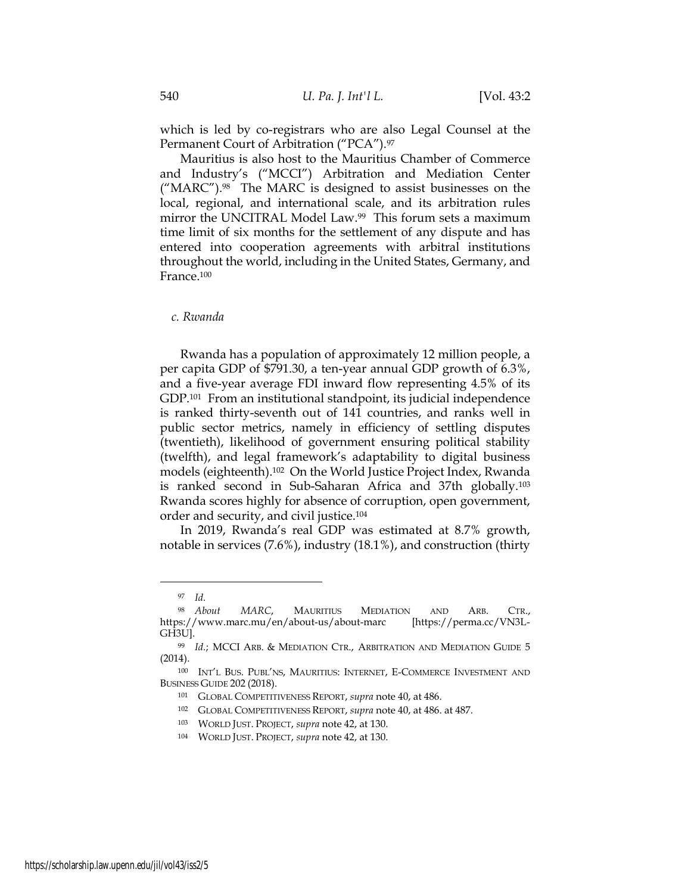which is led by co-registrars who are also Legal Counsel at the Permanent Court of Arbitration ("PCA").[97]

Mauritius is also host to the Mauritius Chamber of Commerce and Industry's ("MCCI") Arbitration and Mediation Center ("MARC").[98] The MARC is designed to assist businesses on the local, regional, and international scale, and its arbitration rules mirror the UNCITRAL Model Law.[99] This forum sets a maximum time limit of six months for the settlement of any dispute and has entered into cooperation agreements with arbitral institutions throughout the world, including in the United States, Germany, and France.[100]

*c. Rwanda*

Rwanda has a population of approximately 12 million people, a per capita GDP of $791.30, a ten-year annual GDP growth of 6.3%, and a five-year average FDI inward flow representing 4.5% of its GDP.[101] From an institutional standpoint, its judicial independence is ranked thirty-seventh out of 141 countries, and ranks well in public sector metrics, namely in efficiency of settling disputes (twentieth), likelihood of government ensuring political stability (twelfth), and legal framework's adaptability to digital business models (eighteenth).[102] On the World Justice Project Index, Rwanda is ranked second in Sub-Saharan Africa and 37th globally.[103] Rwanda scores highly for absence of corruption, open government, order and security, and civil justice.[104]

In 2019, Rwanda's real GDP was estimated at 8.7% growth, notable in services (7.6%), industry (18.1%), and construction (thirty

---

[97] *Id.*

[98] *About MARC*, MAURITIUS MEDIATION AND ARB. CTR., https://www.marc.mu/en/about-us/about-marc [https://perma.cc/VN3L-GH3U].

[99] *Id.*; MCCI ARB. & MEDIATION CTR., ARBITRATION AND MEDIATION GUIDE 5 (2014).

[100] INT'L BUS. PUBL'NS, MAURITIUS: INTERNET, E-COMMERCE INVESTMENT AND BUSINESS GUIDE 202 (2018).

[101] GLOBAL COMPETITIVENESS REPORT, *supra* note 40, at 486.

[102] GLOBAL COMPETITIVENESS REPORT, *supra* note 40, at 486. at 487.

[103] WORLD JUST. PROJECT, *supra* note 42, at 130.

[104] WORLD JUST. PROJECT, *supra* note 42, at 130.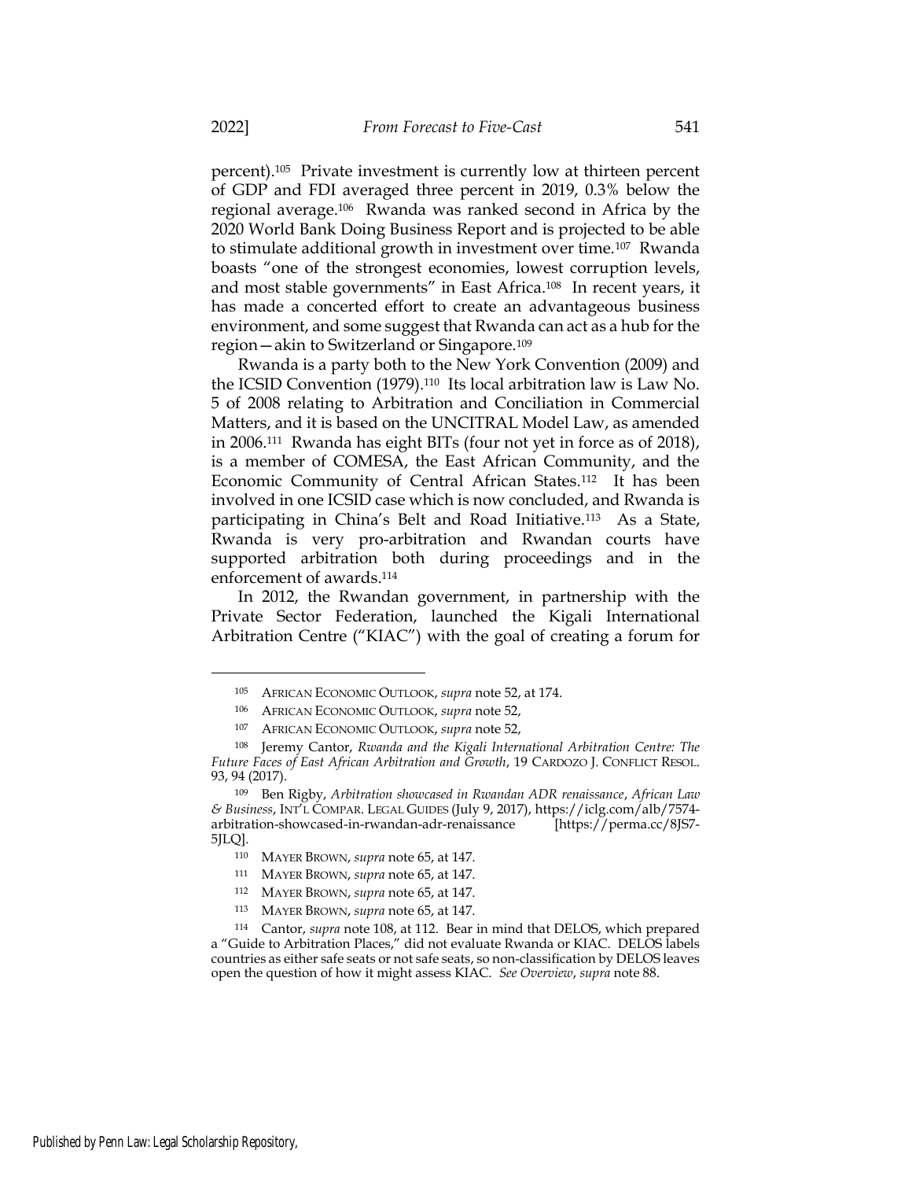percent).[105] Private investment is currently low at thirteen percent of GDP and FDI averaged three percent in 2019, 0.3% below the regional average.[106] Rwanda was ranked second in Africa by the 2020 World Bank Doing Business Report and is projected to be able to stimulate additional growth in investment over time.[107] Rwanda boasts "one of the strongest economies, lowest corruption levels, and most stable governments" in East Africa.[108] In recent years, it has made a concerted effort to create an advantageous business environment, and some suggest that Rwanda can act as a hub for the region—akin to Switzerland or Singapore.[109]

Rwanda is a party both to the New York Convention (2009) and the ICSID Convention (1979).[110] Its local arbitration law is Law No. 5 of 2008 relating to Arbitration and Conciliation in Commercial Matters, and it is based on the UNCITRAL Model Law, as amended in 2006.[111] Rwanda has eight BITs (four not yet in force as of 2018), is a member of COMESA, the East African Community, and the Economic Community of Central African States.[112] It has been involved in one ICSID case which is now concluded, and Rwanda is participating in China's Belt and Road Initiative.[113] As a State, Rwanda is very pro-arbitration and Rwandan courts have supported arbitration both during proceedings and in the enforcement of awards.[114]

In 2012, the Rwandan government, in partnership with the Private Sector Federation, launched the Kigali International Arbitration Centre ("KIAC") with the goal of creating a forum for

---

[105] AFRICAN ECONOMIC OUTLOOK, *supra* note 52, at 174.

[106] AFRICAN ECONOMIC OUTLOOK, *supra* note 52,

[107] AFRICAN ECONOMIC OUTLOOK, *supra* note 52,

[108] Jeremy Cantor, *Rwanda and the Kigali International Arbitration Centre: The Future Faces of East African Arbitration and Growth*, 19 CARDOZO J. CONFLICT RESOL. 93, 94 (2017).

[109] Ben Rigby, *Arbitration showcased in Rwandan ADR renaissance*, *African Law & Business*, INT'L COMPAR. LEGAL GUIDES (July 9, 2017), https://iclg.com/alb/7574-arbitration-showcased-in-rwandan-adr-renaissance [https://perma.cc/8JS7-5JLQ].

[110] MAYER BROWN, *supra* note 65, at 147.

[111] MAYER BROWN, *supra* note 65, at 147.

[112] MAYER BROWN, *supra* note 65, at 147.

[113] MAYER BROWN, *supra* note 65, at 147.

[114] Cantor, *supra* note 108, at 112. Bear in mind that DELOS, which prepared a "Guide to Arbitration Places," did not evaluate Rwanda or KIAC. DELOS labels countries as either safe seats or not safe seats, so non-classification by DELOS leaves open the question of how it might assess KIAC. *See Overview*, *supra* note 88.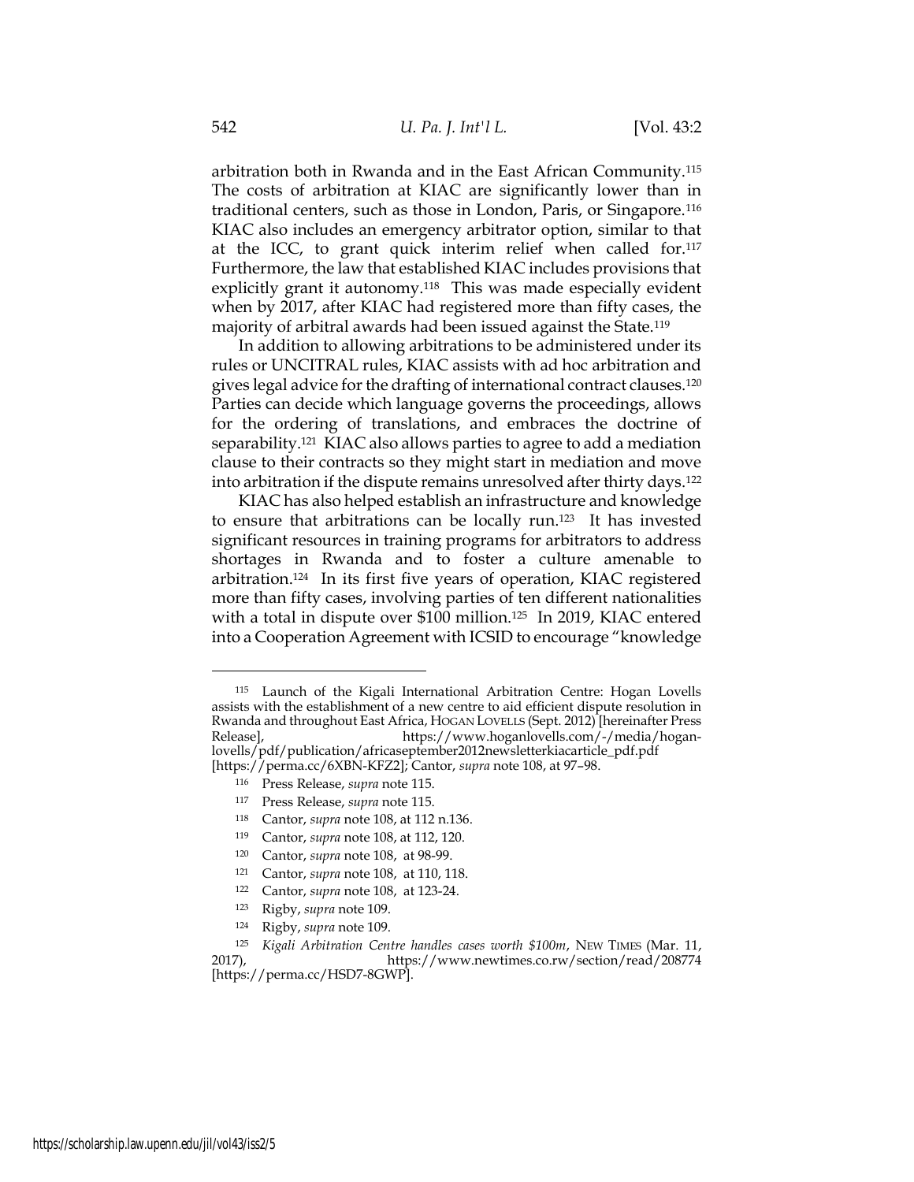arbitration both in Rwanda and in the East African Community.[115] The costs of arbitration at KIAC are significantly lower than in traditional centers, such as those in London, Paris, or Singapore.[116] KIAC also includes an emergency arbitrator option, similar to that at the ICC, to grant quick interim relief when called for.[117] Furthermore, the law that established KIAC includes provisions that explicitly grant it autonomy.[118] This was made especially evident when by 2017, after KIAC had registered more than fifty cases, the majority of arbitral awards had been issued against the State.[119]

In addition to allowing arbitrations to be administered under its rules or UNCITRAL rules, KIAC assists with ad hoc arbitration and gives legal advice for the drafting of international contract clauses.[120] Parties can decide which language governs the proceedings, allows for the ordering of translations, and embraces the doctrine of separability.[121] KIAC also allows parties to agree to add a mediation clause to their contracts so they might start in mediation and move into arbitration if the dispute remains unresolved after thirty days.[122]

KIAC has also helped establish an infrastructure and knowledge to ensure that arbitrations can be locally run.[123] It has invested significant resources in training programs for arbitrators to address shortages in Rwanda and to foster a culture amenable to arbitration.[124] In its first five years of operation, KIAC registered more than fifty cases, involving parties of ten different nationalities with a total in dispute over $100 million.[125] In 2019, KIAC entered into a Cooperation Agreement with ICSID to encourage "knowledge

---

[115] Launch of the Kigali International Arbitration Centre: Hogan Lovells assists with the establishment of a new centre to aid efficient dispute resolution in Rwanda and throughout East Africa, HOGAN LOVELLS (Sept. 2012) [hereinafter Press Release], https://www.hoganlovells.com/-/media/hogan-lovells/pdf/publication/africaseptember2012newsletterkiacarticle_pdf.pdf [https://perma.cc/6XBN-KFZ2]; Cantor, *supra* note 108, at 97–98.

[116] Press Release, *supra* note 115.

[117] Press Release, *supra* note 115.

[118] Cantor, *supra* note 108, at 112 n.136.

[119] Cantor, *supra* note 108, at 112, 120.

[120] Cantor, *supra* note 108, at 98-99.

[121] Cantor, *supra* note 108, at 110, 118.

[122] Cantor, *supra* note 108, at 123-24.

[123] Rigby, *supra* note 109.

[124] Rigby, *supra* note 109.

[125] *Kigali Arbitration Centre handles cases worth $100m*, NEW TIMES (Mar. 11, 2017), https://www.newtimes.co.rw/section/read/208774 [https://perma.cc/HSD7-8GWP].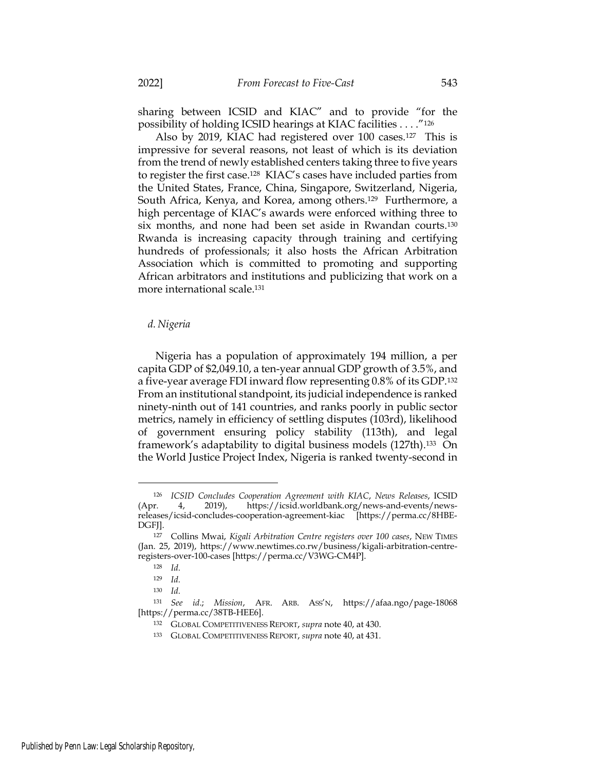sharing between ICSID and KIAC" and to provide "for the possibility of holding ICSID hearings at KIAC facilities . . . ."[126]

Also by 2019, KIAC had registered over 100 cases.[127] This is impressive for several reasons, not least of which is its deviation from the trend of newly established centers taking three to five years to register the first case.[128] KIAC's cases have included parties from the United States, France, China, Singapore, Switzerland, Nigeria, South Africa, Kenya, and Korea, among others.[129] Furthermore, a high percentage of KIAC's awards were enforced withing three to six months, and none had been set aside in Rwandan courts.[130] Rwanda is increasing capacity through training and certifying hundreds of professionals; it also hosts the African Arbitration Association which is committed to promoting and supporting African arbitrators and institutions and publicizing that work on a more international scale.[131]

*d. Nigeria*

Nigeria has a population of approximately 194 million, a per capita GDP of $2,049.10, a ten-year annual GDP growth of 3.5%, and a five-year average FDI inward flow representing 0.8% of its GDP.[132] From an institutional standpoint, its judicial independence is ranked ninety-ninth out of 141 countries, and ranks poorly in public sector metrics, namely in efficiency of settling disputes (103rd), likelihood of government ensuring policy stability (113th), and legal framework's adaptability to digital business models (127th).[133] On the World Justice Project Index, Nigeria is ranked twenty-second in

---

[126] *ICSID Concludes Cooperation Agreement with KIAC*, *News Releases*, ICSID (Apr. 4, 2019), https://icsid.worldbank.org/news-and-events/news-releases/icsid-concludes-cooperation-agreement-kiac [https://perma.cc/8HBE-DGFJ].

[127] Collins Mwai, *Kigali Arbitration Centre registers over 100 cases*, NEW TIMES (Jan. 25, 2019), https://www.newtimes.co.rw/business/kigali-arbitration-centre-registers-over-100-cases [https://perma.cc/V3WG-CM4P].

[128] *Id.*

[129] *Id.*

[130] *Id.*

[131] *See id.*; *Mission*, AFR. ARB. ASS'N, https://afaa.ngo/page-18068 [https://perma.cc/38TB-HEE6].

[132] GLOBAL COMPETITIVENESS REPORT, *supra* note 40, at 430.

[133] GLOBAL COMPETITIVENESS REPORT, *supra* note 40, at 431.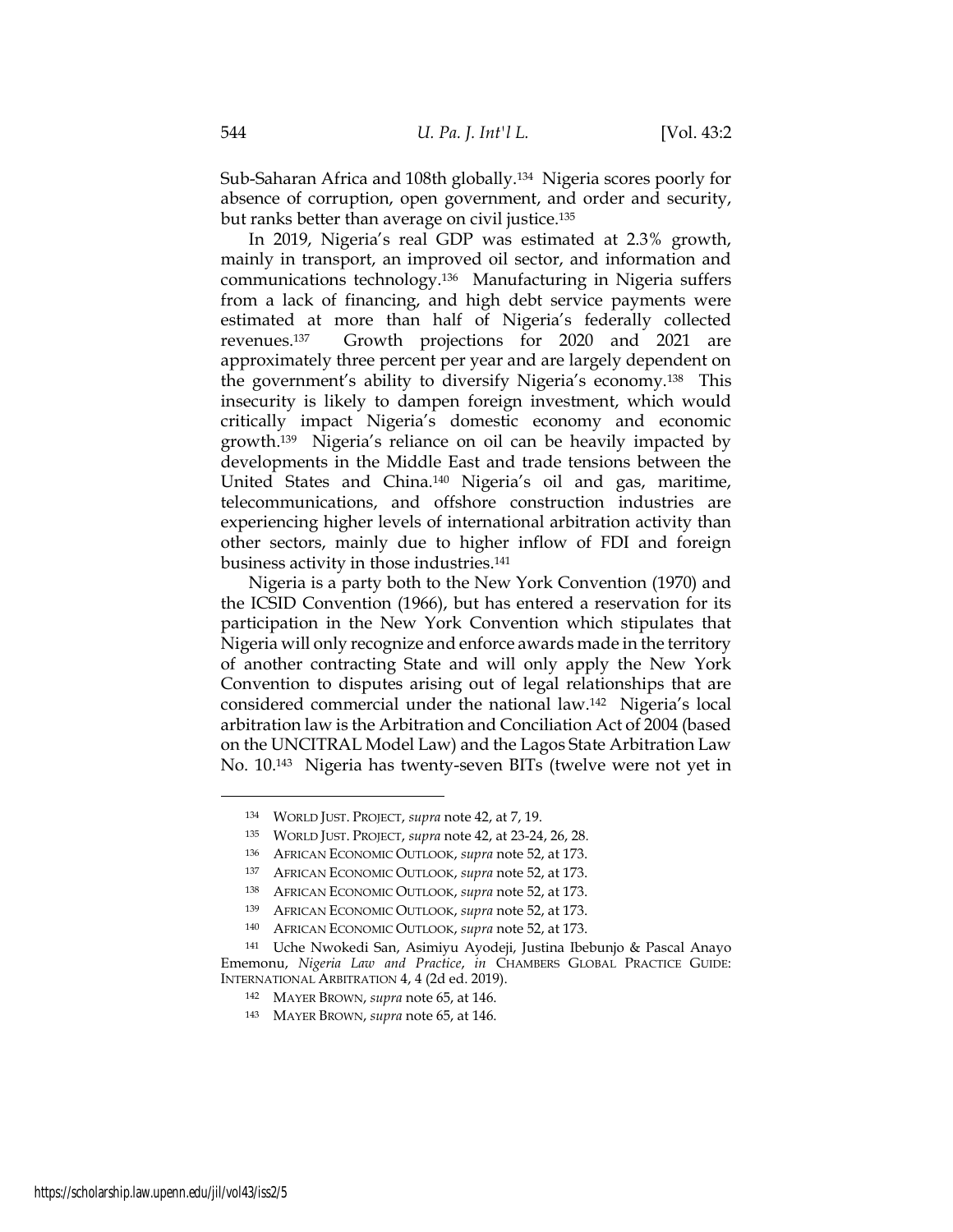Sub-Saharan Africa and 108th globally.[134] Nigeria scores poorly for absence of corruption, open government, and order and security, but ranks better than average on civil justice.[135]

In 2019, Nigeria's real GDP was estimated at 2.3% growth, mainly in transport, an improved oil sector, and information and communications technology.[136] Manufacturing in Nigeria suffers from a lack of financing, and high debt service payments were estimated at more than half of Nigeria's federally collected revenues.[137] Growth projections for 2020 and 2021 are approximately three percent per year and are largely dependent on the government's ability to diversify Nigeria's economy.[138] This insecurity is likely to dampen foreign investment, which would critically impact Nigeria's domestic economy and economic growth.[139] Nigeria's reliance on oil can be heavily impacted by developments in the Middle East and trade tensions between the United States and China.[140] Nigeria's oil and gas, maritime, telecommunications, and offshore construction industries are experiencing higher levels of international arbitration activity than other sectors, mainly due to higher inflow of FDI and foreign business activity in those industries.[141]

Nigeria is a party both to the New York Convention (1970) and the ICSID Convention (1966), but has entered a reservation for its participation in the New York Convention which stipulates that Nigeria will only recognize and enforce awards made in the territory of another contracting State and will only apply the New York Convention to disputes arising out of legal relationships that are considered commercial under the national law.[142] Nigeria's local arbitration law is the Arbitration and Conciliation Act of 2004 (based on the UNCITRAL Model Law) and the Lagos State Arbitration Law No. 10.[143] Nigeria has twenty-seven BITs (twelve were not yet in

---

[134] WORLD JUST. PROJECT, *supra* note 42, at 7, 19.

[135] WORLD JUST. PROJECT, *supra* note 42, at 23-24, 26, 28.

[136] AFRICAN ECONOMIC OUTLOOK, *supra* note 52, at 173.

[137] AFRICAN ECONOMIC OUTLOOK, *supra* note 52, at 173.

[138] AFRICAN ECONOMIC OUTLOOK, *supra* note 52, at 173.

[139] AFRICAN ECONOMIC OUTLOOK, *supra* note 52, at 173.

[140] AFRICAN ECONOMIC OUTLOOK, *supra* note 52, at 173.

[141] Uche Nwokedi San, Asimiyu Ayodeji, Justina Ibebunjo & Pascal Anayo Ememonu, *Nigeria Law and Practice*, *in* CHAMBERS GLOBAL PRACTICE GUIDE: INTERNATIONAL ARBITRATION 4, 4 (2d ed. 2019).

[142] MAYER BROWN, *supra* note 65, at 146.

[143] MAYER BROWN, *supra* note 65, at 146.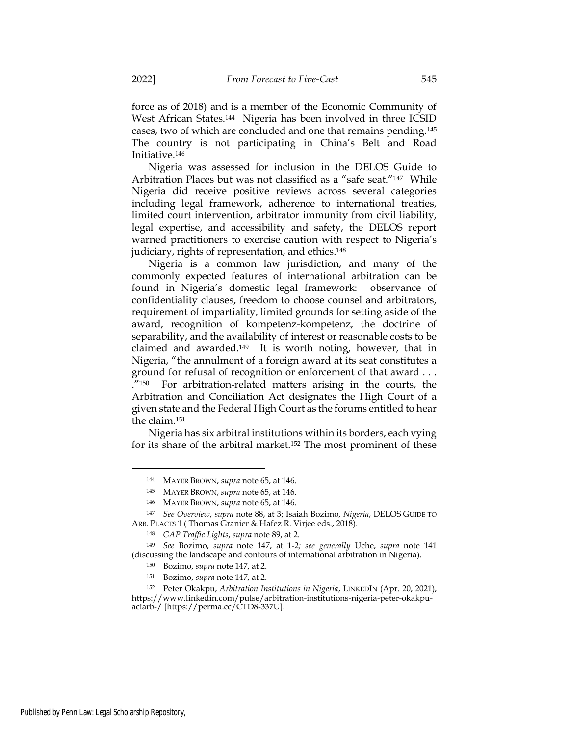force as of 2018) and is a member of the Economic Community of West African States.[144] Nigeria has been involved in three ICSID cases, two of which are concluded and one that remains pending.[145] The country is not participating in China's Belt and Road Initiative.[146]

Nigeria was assessed for inclusion in the DELOS Guide to Arbitration Places but was not classified as a "safe seat."[147] While Nigeria did receive positive reviews across several categories including legal framework, adherence to international treaties, limited court intervention, arbitrator immunity from civil liability, legal expertise, and accessibility and safety, the DELOS report warned practitioners to exercise caution with respect to Nigeria's judiciary, rights of representation, and ethics.[148]

Nigeria is a common law jurisdiction, and many of the commonly expected features of international arbitration can be found in Nigeria's domestic legal framework: observance of confidentiality clauses, freedom to choose counsel and arbitrators, requirement of impartiality, limited grounds for setting aside of the award, recognition of kompetenz-kompetenz, the doctrine of separability, and the availability of interest or reasonable costs to be claimed and awarded.[149] It is worth noting, however, that in Nigeria, "the annulment of a foreign award at its seat constitutes a ground for refusal of recognition or enforcement of that award . . . ."[150] For arbitration-related matters arising in the courts, the Arbitration and Conciliation Act designates the High Court of a given state and the Federal High Court as the forums entitled to hear the claim.[151]

Nigeria has six arbitral institutions within its borders, each vying for its share of the arbitral market.[152] The most prominent of these

---

144 MAYER BROWN, *supra* note 65, at 146.

145 MAYER BROWN, *supra* note 65, at 146.

146 MAYER BROWN, *supra* note 65, at 146.

147 *See Overview*, *supra* note 88, at 3; Isaiah Bozimo, *Nigeria*, DELOS GUIDE TO ARB. PLACES 1 ( Thomas Granier & Hafez R. Virjee eds., 2018).

148 *GAP Traffic Lights*, *supra* note 89, at 2.

149 *See* Bozimo, *supra* note 147, at 1-2; *see generally* Uche, *supra* note 141 (discussing the landscape and contours of international arbitration in Nigeria).

150 Bozimo, *supra* note 147, at 2.

151 Bozimo, *supra* note 147, at 2.

152 Peter Okakpu, *Arbitration Institutions in Nigeria*, LINKEDIN (Apr. 20, 2021), https://www.linkedin.com/pulse/arbitration-institutions-nigeria-peter-okakpu-aciarb-/ [https://perma.cc/CTD8-337U].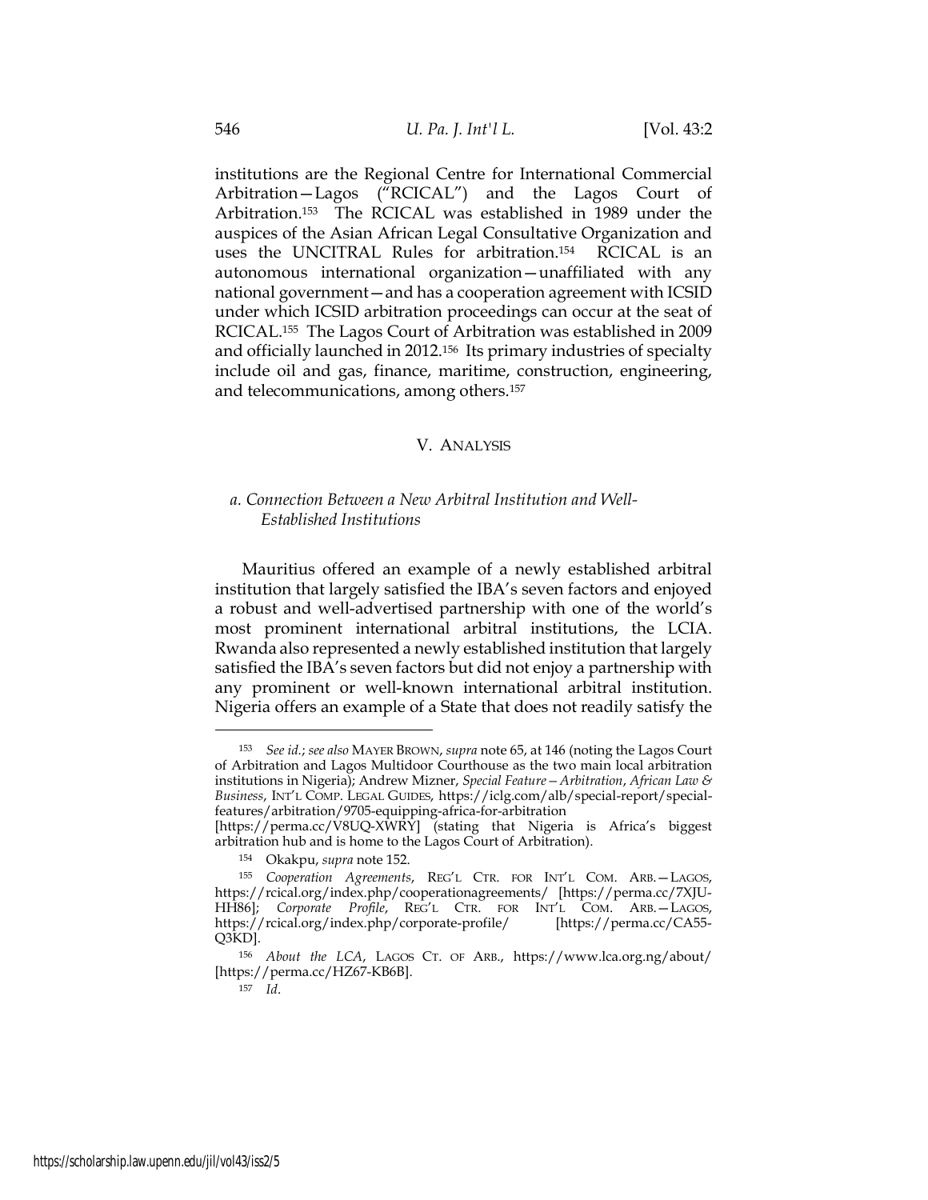institutions are the Regional Centre for International Commercial Arbitration—Lagos ("RCICAL") and the Lagos Court of Arbitration.[153] The RCICAL was established in 1989 under the auspices of the Asian African Legal Consultative Organization and uses the UNCITRAL Rules for arbitration.[154] RCICAL is an autonomous international organization—unaffiliated with any national government—and has a cooperation agreement with ICSID under which ICSID arbitration proceedings can occur at the seat of RCICAL.[155] The Lagos Court of Arbitration was established in 2009 and officially launched in 2012.[156] Its primary industries of specialty include oil and gas, finance, maritime, construction, engineering, and telecommunications, among others.[157]

## V. ANALYSIS

### a. Connection Between a New Arbitral Institution and Well-Established Institutions

Mauritius offered an example of a newly established arbitral institution that largely satisfied the IBA's seven factors and enjoyed a robust and well-advertised partnership with one of the world's most prominent international arbitral institutions, the LCIA. Rwanda also represented a newly established institution that largely satisfied the IBA's seven factors but did not enjoy a partnership with any prominent or well-known international arbitral institution. Nigeria offers an example of a State that does not readily satisfy the

---

[153] *See id.*; *see also* MAYER BROWN, *supra* note 65, at 146 (noting the Lagos Court of Arbitration and Lagos Multidoor Courthouse as the two main local arbitration institutions in Nigeria); Andrew Mizner, *Special Feature—Arbitration*, *African Law & Business*, INT'L COMP. LEGAL GUIDES, https://iclg.com/alb/special-report/special-features/arbitration/9705-equipping-africa-for-arbitration [https://perma.cc/V8UQ-XWRY] (stating that Nigeria is Africa's biggest arbitration hub and is home to the Lagos Court of Arbitration).

[154] Okakpu, *supra* note 152.

[155] *Cooperation Agreements*, REG'L CTR. FOR INT'L COM. ARB.—LAGOS, https://rcical.org/index.php/cooperationagreements/ [https://perma.cc/7XJU-HH86]; *Corporate Profile*, REG'L CTR. FOR INT'L COM. ARB.—LAGOS, https://rcical.org/index.php/corporate-profile/ [https://perma.cc/CA55-Q3KD].

[156] *About the LCA*, LAGOS CT. OF ARB., https://www.lca.org.ng/about/ [https://perma.cc/HZ67-KB6B].

[157] *Id*.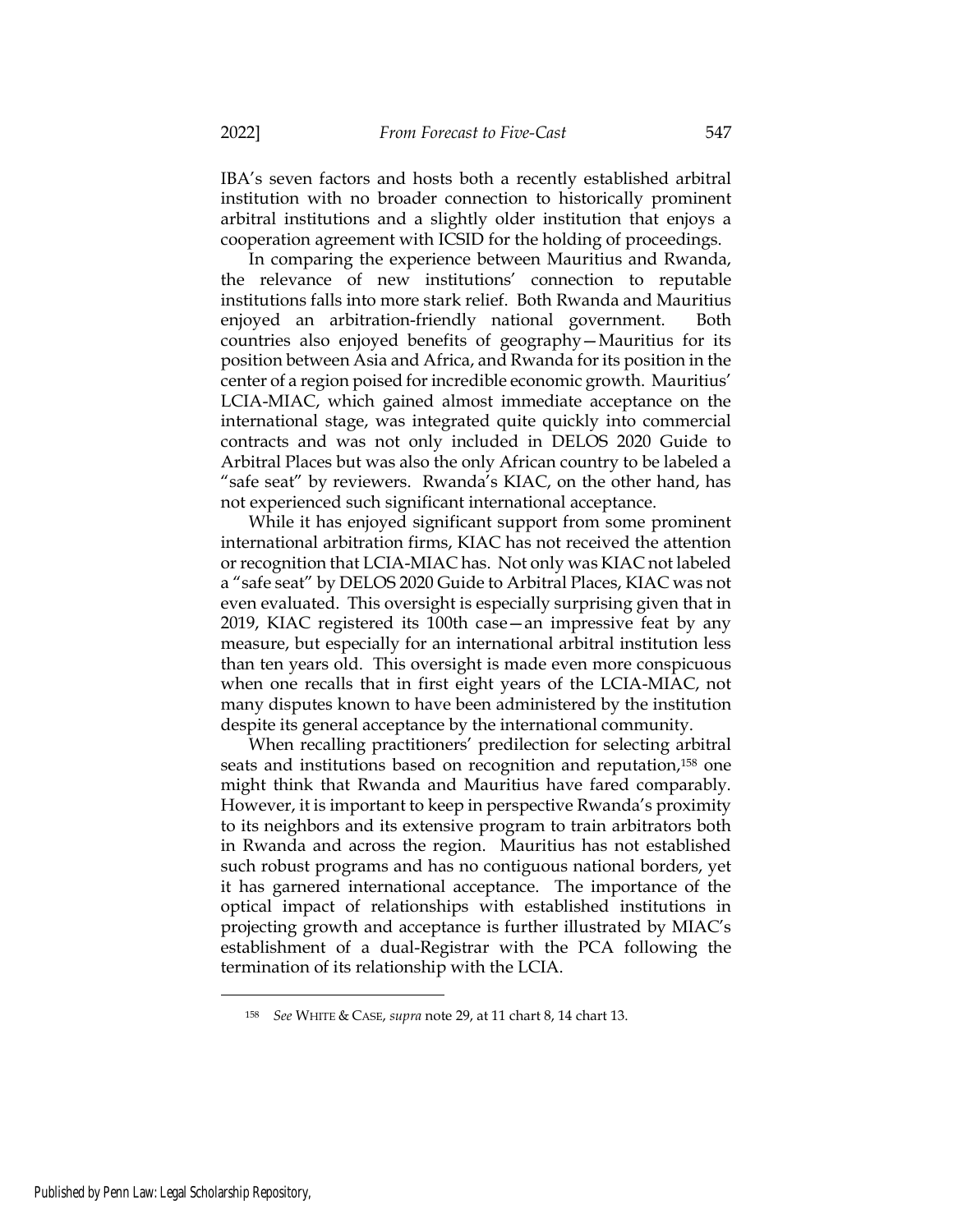IBA's seven factors and hosts both a recently established arbitral institution with no broader connection to historically prominent arbitral institutions and a slightly older institution that enjoys a cooperation agreement with ICSID for the holding of proceedings.

In comparing the experience between Mauritius and Rwanda, the relevance of new institutions' connection to reputable institutions falls into more stark relief. Both Rwanda and Mauritius enjoyed an arbitration-friendly national government. Both countries also enjoyed benefits of geography—Mauritius for its position between Asia and Africa, and Rwanda for its position in the center of a region poised for incredible economic growth. Mauritius' LCIA-MIAC, which gained almost immediate acceptance on the international stage, was integrated quite quickly into commercial contracts and was not only included in DELOS 2020 Guide to Arbitral Places but was also the only African country to be labeled a "safe seat" by reviewers. Rwanda's KIAC, on the other hand, has not experienced such significant international acceptance.

While it has enjoyed significant support from some prominent international arbitration firms, KIAC has not received the attention or recognition that LCIA-MIAC has. Not only was KIAC not labeled a "safe seat" by DELOS 2020 Guide to Arbitral Places, KIAC was not even evaluated. This oversight is especially surprising given that in 2019, KIAC registered its 100th case—an impressive feat by any measure, but especially for an international arbitral institution less than ten years old. This oversight is made even more conspicuous when one recalls that in first eight years of the LCIA-MIAC, not many disputes known to have been administered by the institution despite its general acceptance by the international community.

When recalling practitioners' predilection for selecting arbitral seats and institutions based on recognition and reputation,[158] one might think that Rwanda and Mauritius have fared comparably. However, it is important to keep in perspective Rwanda's proximity to its neighbors and its extensive program to train arbitrators both in Rwanda and across the region. Mauritius has not established such robust programs and has no contiguous national borders, yet it has garnered international acceptance. The importance of the optical impact of relationships with established institutions in projecting growth and acceptance is further illustrated by MIAC's establishment of a dual-Registrar with the PCA following the termination of its relationship with the LCIA.

[158] *See* WHITE & CASE, *supra* note 29, at 11 chart 8, 14 chart 13.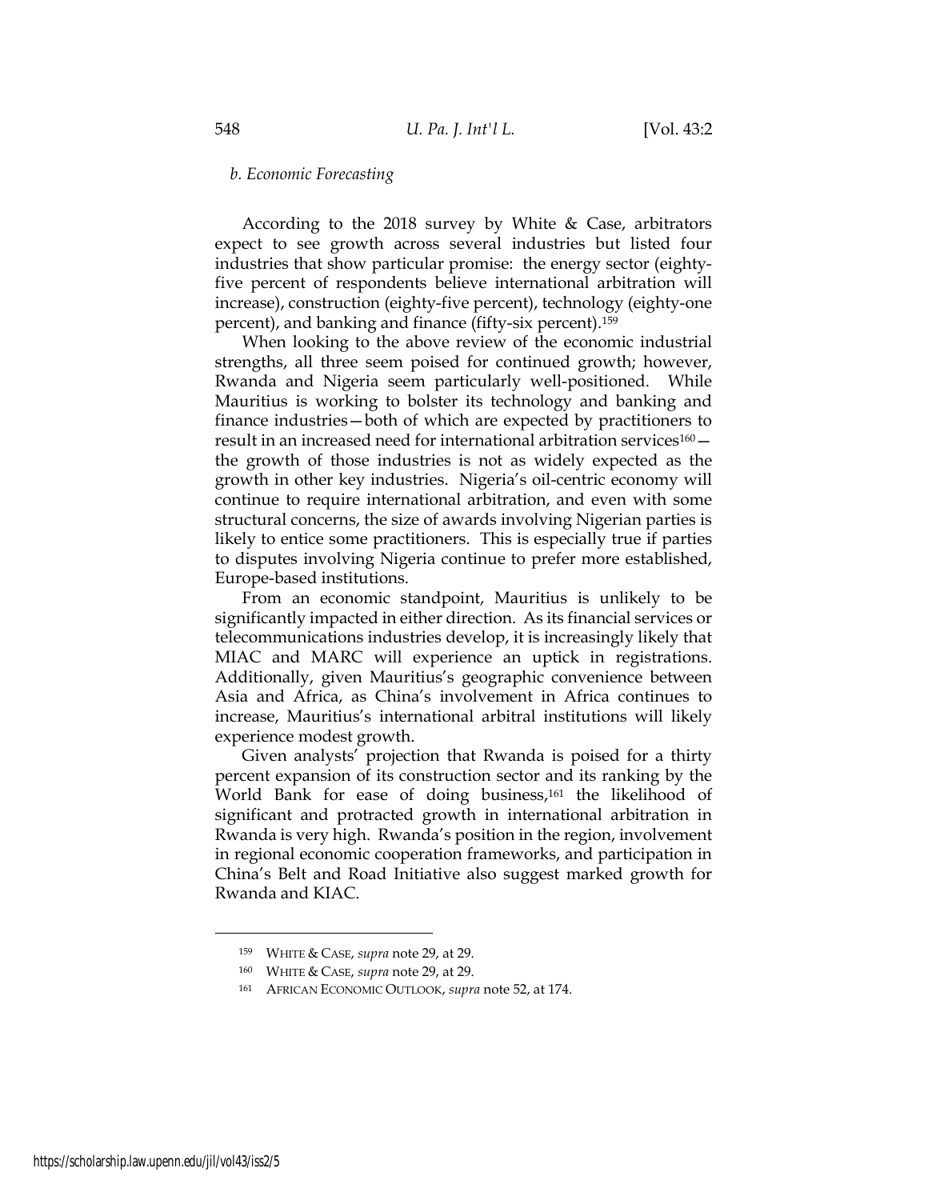*b. Economic Forecasting*

According to the 2018 survey by White & Case, arbitrators expect to see growth across several industries but listed four industries that show particular promise: the energy sector (eighty-five percent of respondents believe international arbitration will increase), construction (eighty-five percent), technology (eighty-one percent), and banking and finance (fifty-six percent).[159]

When looking to the above review of the economic industrial strengths, all three seem poised for continued growth; however, Rwanda and Nigeria seem particularly well-positioned. While Mauritius is working to bolster its technology and banking and finance industries—both of which are expected by practitioners to result in an increased need for international arbitration services[160]—the growth of those industries is not as widely expected as the growth in other key industries. Nigeria's oil-centric economy will continue to require international arbitration, and even with some structural concerns, the size of awards involving Nigerian parties is likely to entice some practitioners. This is especially true if parties to disputes involving Nigeria continue to prefer more established, Europe-based institutions.

From an economic standpoint, Mauritius is unlikely to be significantly impacted in either direction. As its financial services or telecommunications industries develop, it is increasingly likely that MIAC and MARC will experience an uptick in registrations. Additionally, given Mauritius's geographic convenience between Asia and Africa, as China's involvement in Africa continues to increase, Mauritius's international arbitral institutions will likely experience modest growth.

Given analysts' projection that Rwanda is poised for a thirty percent expansion of its construction sector and its ranking by the World Bank for ease of doing business,[161] the likelihood of significant and protracted growth in international arbitration in Rwanda is very high. Rwanda's position in the region, involvement in regional economic cooperation frameworks, and participation in China's Belt and Road Initiative also suggest marked growth for Rwanda and KIAC.

---

[159] WHITE & CASE, *supra* note 29, at 29.

[160] WHITE & CASE, *supra* note 29, at 29.

[161] AFRICAN ECONOMIC OUTLOOK, *supra* note 52, at 174.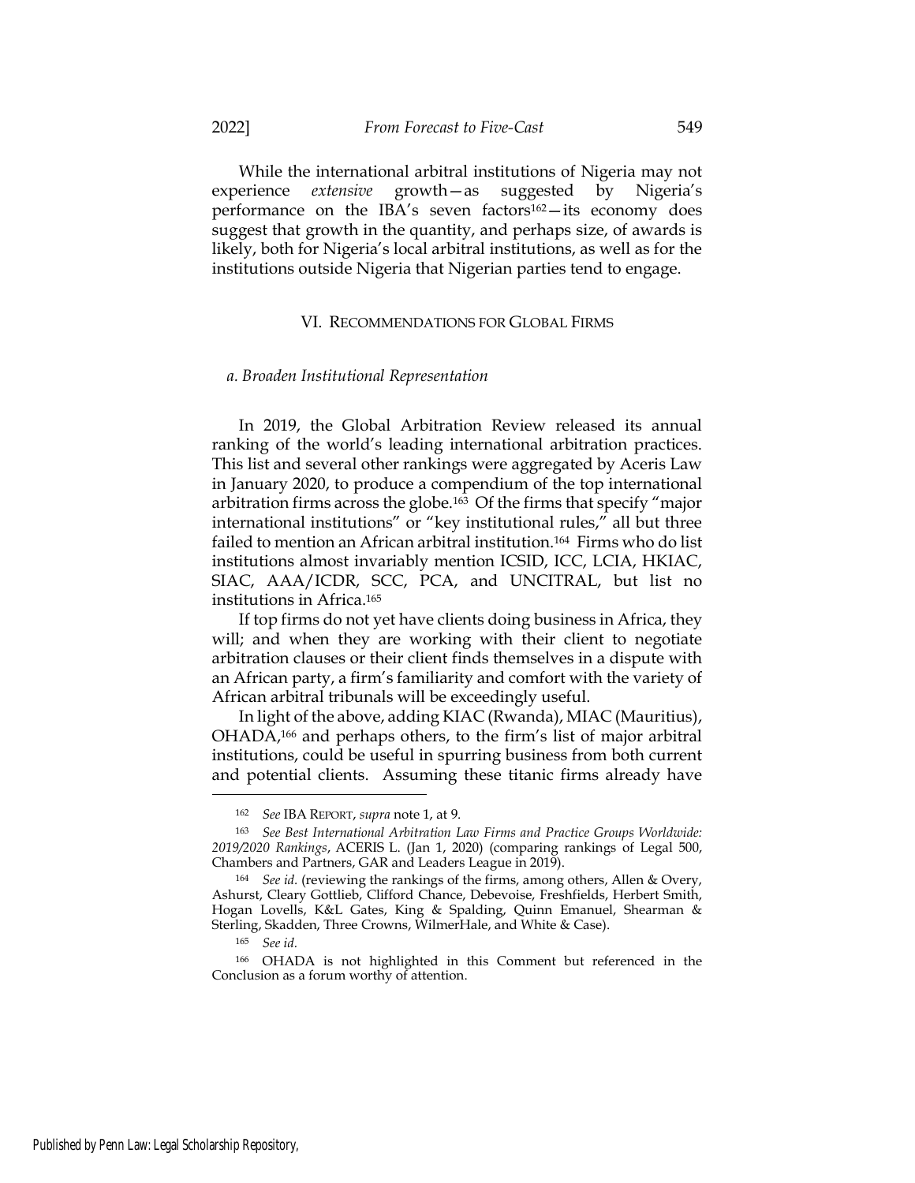While the international arbitral institutions of Nigeria may not experience *extensive* growth—as suggested by Nigeria's performance on the IBA's seven factors[162]—its economy does suggest that growth in the quantity, and perhaps size, of awards is likely, both for Nigeria's local arbitral institutions, as well as for the institutions outside Nigeria that Nigerian parties tend to engage.

## VI. RECOMMENDATIONS FOR GLOBAL FIRMS

### *a. Broaden Institutional Representation*

In 2019, the Global Arbitration Review released its annual ranking of the world's leading international arbitration practices. This list and several other rankings were aggregated by Aceris Law in January 2020, to produce a compendium of the top international arbitration firms across the globe.[163] Of the firms that specify "major international institutions" or "key institutional rules," all but three failed to mention an African arbitral institution.[164] Firms who do list institutions almost invariably mention ICSID, ICC, LCIA, HKIAC, SIAC, AAA/ICDR, SCC, PCA, and UNCITRAL, but list no institutions in Africa.[165]

If top firms do not yet have clients doing business in Africa, they will; and when they are working with their client to negotiate arbitration clauses or their client finds themselves in a dispute with an African party, a firm's familiarity and comfort with the variety of African arbitral tribunals will be exceedingly useful.

In light of the above, adding KIAC (Rwanda), MIAC (Mauritius), OHADA,[166] and perhaps others, to the firm's list of major arbitral institutions, could be useful in spurring business from both current and potential clients. Assuming these titanic firms already have

---

[162] *See* IBA REPORT, *supra* note 1, at 9.

[163] *See Best International Arbitration Law Firms and Practice Groups Worldwide: 2019/2020 Rankings*, ACERIS L. (Jan 1, 2020) (comparing rankings of Legal 500, Chambers and Partners, GAR and Leaders League in 2019).

[164] *See id.* (reviewing the rankings of the firms, among others, Allen & Overy, Ashurst, Cleary Gottlieb, Clifford Chance, Debevoise, Freshfields, Herbert Smith, Hogan Lovells, K&L Gates, King & Spalding, Quinn Emanuel, Shearman & Sterling, Skadden, Three Crowns, WilmerHale, and White & Case).

[165] *See id.*

[166] OHADA is not highlighted in this Comment but referenced in the Conclusion as a forum worthy of attention.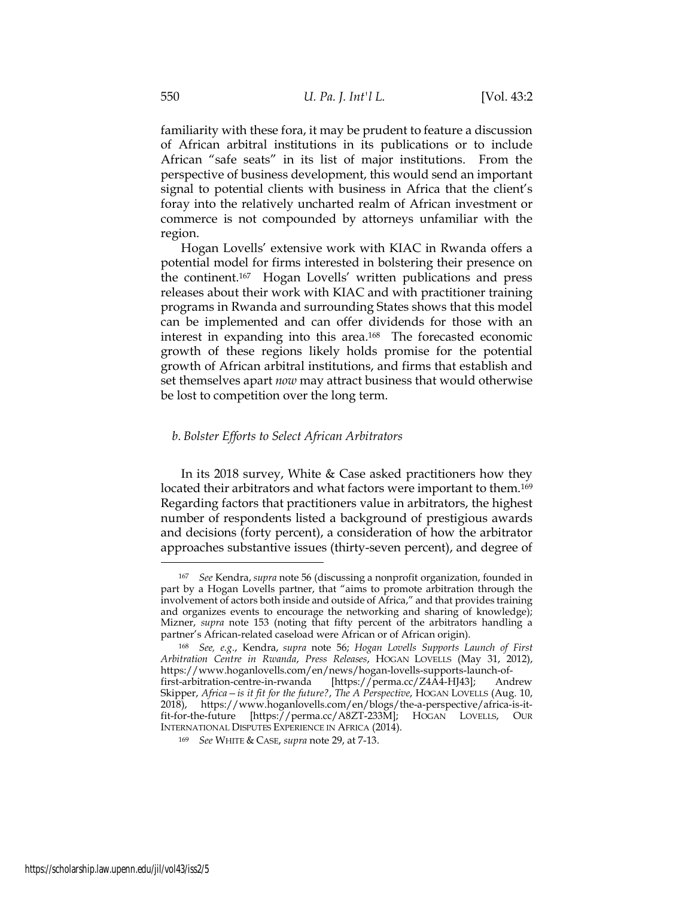familiarity with these fora, it may be prudent to feature a discussion of African arbitral institutions in its publications or to include African "safe seats" in its list of major institutions. From the perspective of business development, this would send an important signal to potential clients with business in Africa that the client's foray into the relatively uncharted realm of African investment or commerce is not compounded by attorneys unfamiliar with the region.

Hogan Lovells' extensive work with KIAC in Rwanda offers a potential model for firms interested in bolstering their presence on the continent.[167] Hogan Lovells' written publications and press releases about their work with KIAC and with practitioner training programs in Rwanda and surrounding States shows that this model can be implemented and can offer dividends for those with an interest in expanding into this area.[168] The forecasted economic growth of these regions likely holds promise for the potential growth of African arbitral institutions, and firms that establish and set themselves apart *now* may attract business that would otherwise be lost to competition over the long term.

#### *b. Bolster Efforts to Select African Arbitrators*

In its 2018 survey, White & Case asked practitioners how they located their arbitrators and what factors were important to them.[169] Regarding factors that practitioners value in arbitrators, the highest number of respondents listed a background of prestigious awards and decisions (forty percent), a consideration of how the arbitrator approaches substantive issues (thirty-seven percent), and degree of

---

[167] *See* Kendra, *supra* note 56 (discussing a nonprofit organization, founded in part by a Hogan Lovells partner, that "aims to promote arbitration through the involvement of actors both inside and outside of Africa," and that provides training and organizes events to encourage the networking and sharing of knowledge); Mizner, *supra* note 153 (noting that fifty percent of the arbitrators handling a partner's African-related caseload were African or of African origin).

[168] *See, e.g.*, Kendra, *supra* note 56; *Hogan Lovells Supports Launch of First Arbitration Centre in Rwanda*, *Press Releases*, HOGAN LOVELLS (May 31, 2012), https://www.hoganlovells.com/en/news/hogan-lovells-supports-launch-of-first-arbitration-centre-in-rwanda [https://perma.cc/Z4A4-HJ43]; Andrew Skipper, *Africa—is it fit for the future?*, *The A Perspective*, HOGAN LOVELLS (Aug. 10, 2018), https://www.hoganlovells.com/en/blogs/the-a-perspective/africa-is-it-fit-for-the-future [https://perma.cc/A8ZT-233M]; HOGAN LOVELLS, OUR INTERNATIONAL DISPUTES EXPERIENCE IN AFRICA (2014).

[169] *See* WHITE & CASE, *supra* note 29, at 7-13.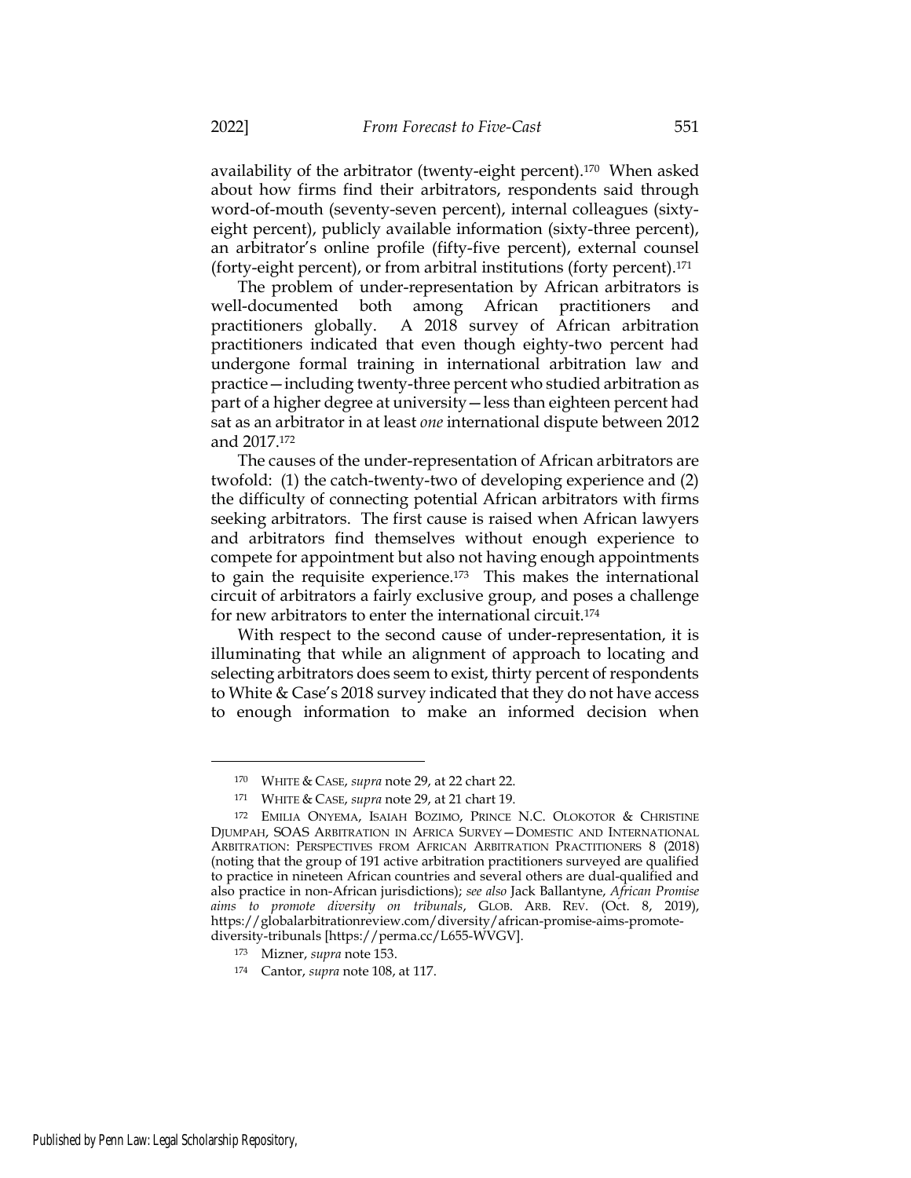availability of the arbitrator (twenty-eight percent).[170] When asked about how firms find their arbitrators, respondents said through word-of-mouth (seventy-seven percent), internal colleagues (sixty-eight percent), publicly available information (sixty-three percent), an arbitrator's online profile (fifty-five percent), external counsel (forty-eight percent), or from arbitral institutions (forty percent).[171]

The problem of under-representation by African arbitrators is well-documented both among African practitioners and practitioners globally. A 2018 survey of African arbitration practitioners indicated that even though eighty-two percent had undergone formal training in international arbitration law and practice—including twenty-three percent who studied arbitration as part of a higher degree at university—less than eighteen percent had sat as an arbitrator in at least *one* international dispute between 2012 and 2017.[172]

The causes of the under-representation of African arbitrators are twofold: (1) the catch-twenty-two of developing experience and (2) the difficulty of connecting potential African arbitrators with firms seeking arbitrators. The first cause is raised when African lawyers and arbitrators find themselves without enough experience to compete for appointment but also not having enough appointments to gain the requisite experience.[173] This makes the international circuit of arbitrators a fairly exclusive group, and poses a challenge for new arbitrators to enter the international circuit.[174]

With respect to the second cause of under-representation, it is illuminating that while an alignment of approach to locating and selecting arbitrators does seem to exist, thirty percent of respondents to White & Case's 2018 survey indicated that they do not have access to enough information to make an informed decision when

---

[170] WHITE & CASE, *supra* note 29, at 22 chart 22.

[171] WHITE & CASE, *supra* note 29, at 21 chart 19.

[172] EMILIA ONYEMA, ISAIAH BOZIMO, PRINCE N.C. OLOKOTOR & CHRISTINE DJUMPAH, SOAS ARBITRATION IN AFRICA SURVEY—DOMESTIC AND INTERNATIONAL ARBITRATION: PERSPECTIVES FROM AFRICAN ARBITRATION PRACTITIONERS 8 (2018) (noting that the group of 191 active arbitration practitioners surveyed are qualified to practice in nineteen African countries and several others are dual-qualified and also practice in non-African jurisdictions); *see also* Jack Ballantyne, *African Promise aims to promote diversity on tribunals*, GLOB. ARB. REV. (Oct. 8, 2019), https://globalarbitrationreview.com/diversity/african-promise-aims-promote-diversity-tribunals [https://perma.cc/L655-WVGV].

[173] Mizner, *supra* note 153.

[174] Cantor, *supra* note 108, at 117.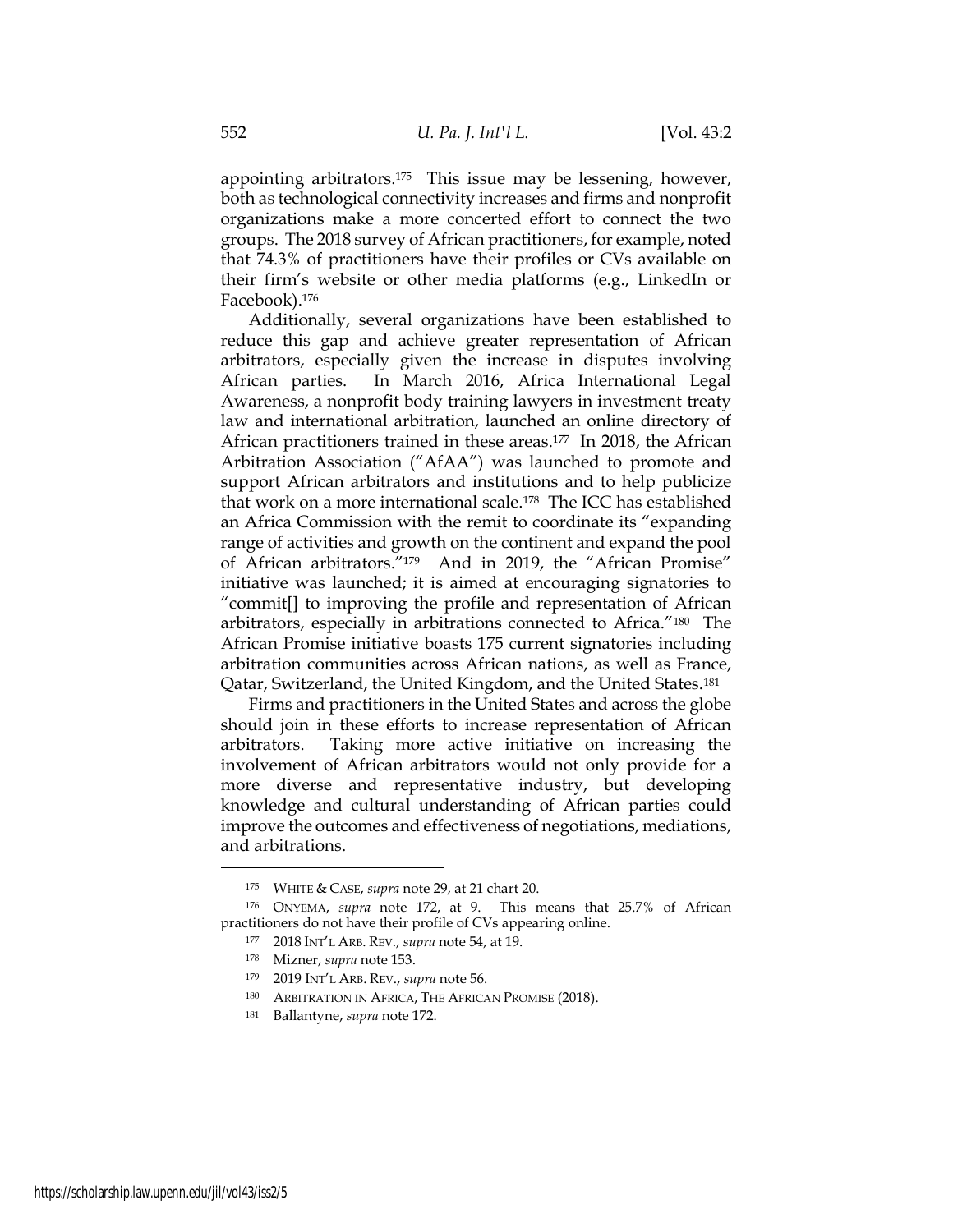appointing arbitrators.[175] This issue may be lessening, however, both as technological connectivity increases and firms and nonprofit organizations make a more concerted effort to connect the two groups. The 2018 survey of African practitioners, for example, noted that 74.3% of practitioners have their profiles or CVs available on their firm's website or other media platforms (e.g., LinkedIn or Facebook).[176]

Additionally, several organizations have been established to reduce this gap and achieve greater representation of African arbitrators, especially given the increase in disputes involving African parties. In March 2016, Africa International Legal Awareness, a nonprofit body training lawyers in investment treaty law and international arbitration, launched an online directory of African practitioners trained in these areas.[177] In 2018, the African Arbitration Association ("AfAA") was launched to promote and support African arbitrators and institutions and to help publicize that work on a more international scale.[178] The ICC has established an Africa Commission with the remit to coordinate its "expanding range of activities and growth on the continent and expand the pool of African arbitrators."[179] And in 2019, the "African Promise" initiative was launched; it is aimed at encouraging signatories to "commit[] to improving the profile and representation of African arbitrators, especially in arbitrations connected to Africa."[180] The African Promise initiative boasts 175 current signatories including arbitration communities across African nations, as well as France, Qatar, Switzerland, the United Kingdom, and the United States.[181]

Firms and practitioners in the United States and across the globe should join in these efforts to increase representation of African arbitrators. Taking more active initiative on increasing the involvement of African arbitrators would not only provide for a more diverse and representative industry, but developing knowledge and cultural understanding of African parties could improve the outcomes and effectiveness of negotiations, mediations, and arbitrations.

---

[175] WHITE & CASE, *supra* note 29, at 21 chart 20.

[176] ONYEMA, *supra* note 172, at 9. This means that 25.7% of African practitioners do not have their profile of CVs appearing online.

[177] 2018 INT'L ARB. REV., *supra* note 54, at 19.

[178] Mizner, *supra* note 153.

[179] 2019 INT'L ARB. REV., *supra* note 56.

[180] ARBITRATION IN AFRICA, THE AFRICAN PROMISE (2018).

[181] Ballantyne, *supra* note 172.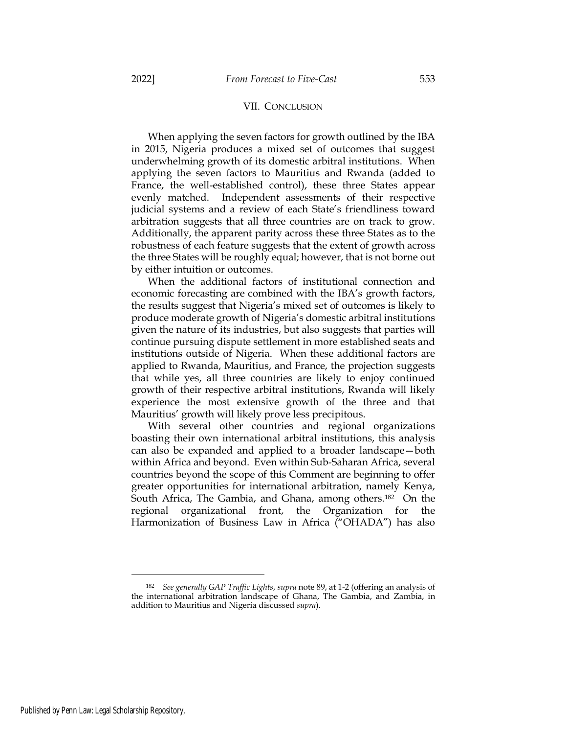## VII. CONCLUSION

When applying the seven factors for growth outlined by the IBA in 2015, Nigeria produces a mixed set of outcomes that suggest underwhelming growth of its domestic arbitral institutions. When applying the seven factors to Mauritius and Rwanda (added to France, the well-established control), these three States appear evenly matched. Independent assessments of their respective judicial systems and a review of each State's friendliness toward arbitration suggests that all three countries are on track to grow. Additionally, the apparent parity across these three States as to the robustness of each feature suggests that the extent of growth across the three States will be roughly equal; however, that is not borne out by either intuition or outcomes.

When the additional factors of institutional connection and economic forecasting are combined with the IBA's growth factors, the results suggest that Nigeria's mixed set of outcomes is likely to produce moderate growth of Nigeria's domestic arbitral institutions given the nature of its industries, but also suggests that parties will continue pursuing dispute settlement in more established seats and institutions outside of Nigeria. When these additional factors are applied to Rwanda, Mauritius, and France, the projection suggests that while yes, all three countries are likely to enjoy continued growth of their respective arbitral institutions, Rwanda will likely experience the most extensive growth of the three and that Mauritius' growth will likely prove less precipitous.

With several other countries and regional organizations boasting their own international arbitral institutions, this analysis can also be expanded and applied to a broader landscape—both within Africa and beyond. Even within Sub-Saharan Africa, several countries beyond the scope of this Comment are beginning to offer greater opportunities for international arbitration, namely Kenya, South Africa, The Gambia, and Ghana, among others.[182] On the regional organizational front, the Organization for the Harmonization of Business Law in Africa ("OHADA") has also

---

[182] *See generally GAP Traffic Lights*, *supra* note 89, at 1-2 (offering an analysis of the international arbitration landscape of Ghana, The Gambia, and Zambia, in addition to Mauritius and Nigeria discussed *supra*).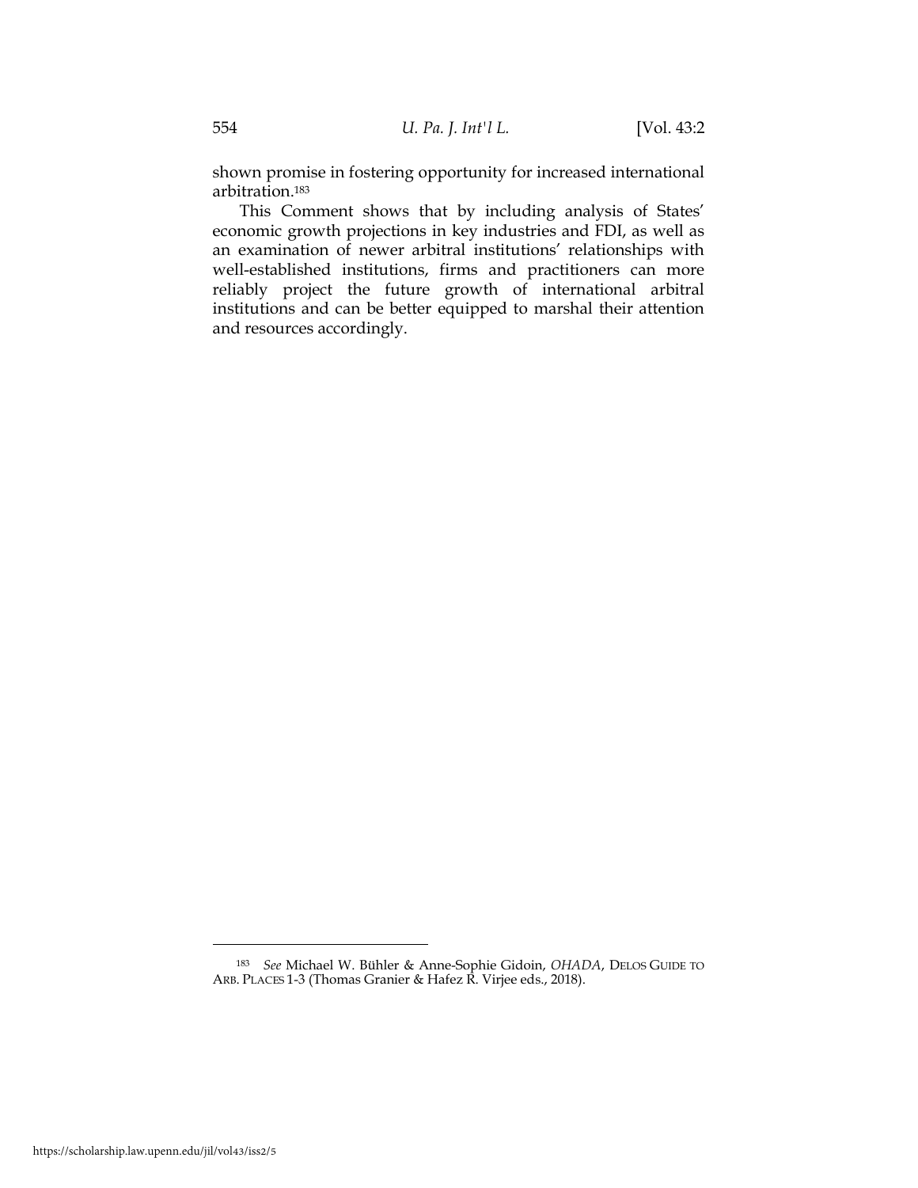shown promise in fostering opportunity for increased international arbitration.[183]

This Comment shows that by including analysis of States' economic growth projections in key industries and FDI, as well as an examination of newer arbitral institutions' relationships with well-established institutions, firms and practitioners can more reliably project the future growth of international arbitral institutions and can be better equipped to marshal their attention and resources accordingly.

---

[183] *See* Michael W. Bühler & Anne-Sophie Gidoin, *OHADA*, DELOS GUIDE TO ARB. PLACES 1-3 (Thomas Granier & Hafez R. Virjee eds., 2018).